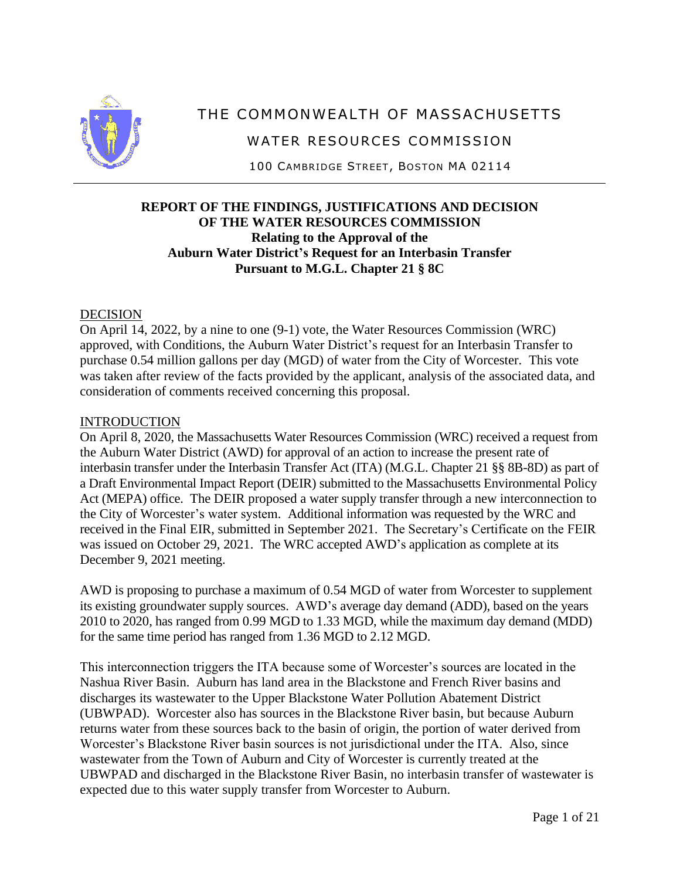# THE COMMONWEALTH OF MASSACHUSETTS

## WATER RESOURCES COMMISSION

100 CAMBRIDGE STREET, BOSTON MA 02114

---

**REPORT OF THE FINDINGS, JUSTIFICATIONS AND DECISION**
**OF THE WATER RESOURCES COMMISSION**
**Relating to the Approval of the**
**Auburn Water District's Request for an Interbasin Transfer**
**Pursuant to M.G.L. Chapter 21 § 8C**

### DECISION

On April 14, 2022, by a nine to one (9-1) vote, the Water Resources Commission (WRC) approved, with Conditions, the Auburn Water District's request for an Interbasin Transfer to purchase 0.54 million gallons per day (MGD) of water from the City of Worcester. This vote was taken after review of the facts provided by the applicant, analysis of the associated data, and consideration of comments received concerning this proposal.

### INTRODUCTION

On April 8, 2020, the Massachusetts Water Resources Commission (WRC) received a request from the Auburn Water District (AWD) for approval of an action to increase the present rate of interbasin transfer under the Interbasin Transfer Act (ITA) (M.G.L. Chapter 21 §§ 8B-8D) as part of a Draft Environmental Impact Report (DEIR) submitted to the Massachusetts Environmental Policy Act (MEPA) office. The DEIR proposed a water supply transfer through a new interconnection to the City of Worcester's water system. Additional information was requested by the WRC and received in the Final EIR, submitted in September 2021. The Secretary's Certificate on the FEIR was issued on October 29, 2021. The WRC accepted AWD's application as complete at its December 9, 2021 meeting.

AWD is proposing to purchase a maximum of 0.54 MGD of water from Worcester to supplement its existing groundwater supply sources. AWD's average day demand (ADD), based on the years 2010 to 2020, has ranged from 0.99 MGD to 1.33 MGD, while the maximum day demand (MDD) for the same time period has ranged from 1.36 MGD to 2.12 MGD.

This interconnection triggers the ITA because some of Worcester's sources are located in the Nashua River Basin. Auburn has land area in the Blackstone and French River basins and discharges its wastewater to the Upper Blackstone Water Pollution Abatement District (UBWPAD). Worcester also has sources in the Blackstone River basin, but because Auburn returns water from these sources back to the basin of origin, the portion of water derived from Worcester's Blackstone River basin sources is not jurisdictional under the ITA. Also, since wastewater from the Town of Auburn and City of Worcester is currently treated at the UBWPAD and discharged in the Blackstone River Basin, no interbasin transfer of wastewater is expected due to this water supply transfer from Worcester to Auburn.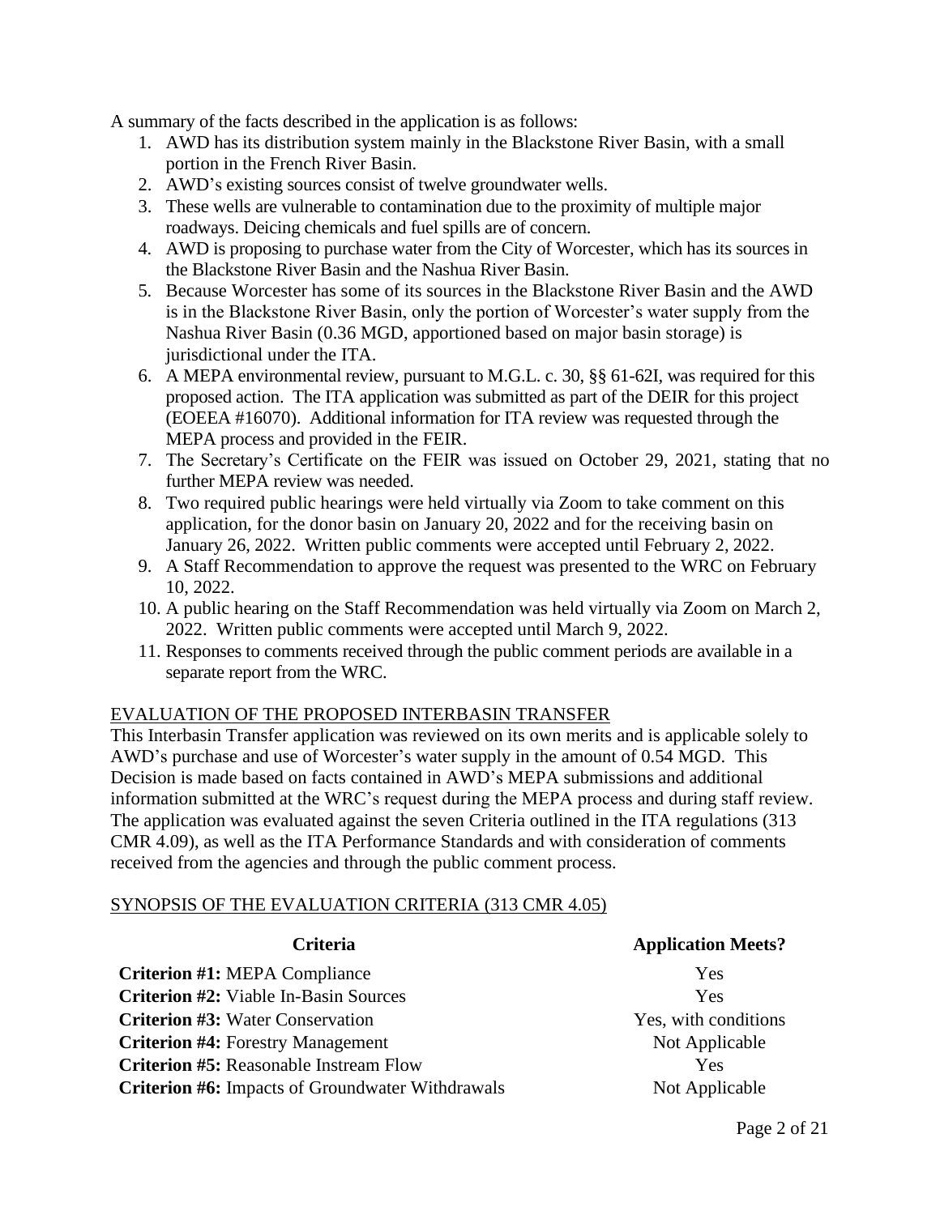A summary of the facts described in the application is as follows:

1. AWD has its distribution system mainly in the Blackstone River Basin, with a small portion in the French River Basin.
2. AWD's existing sources consist of twelve groundwater wells.
3. These wells are vulnerable to contamination due to the proximity of multiple major roadways. Deicing chemicals and fuel spills are of concern.
4. AWD is proposing to purchase water from the City of Worcester, which has its sources in the Blackstone River Basin and the Nashua River Basin.
5. Because Worcester has some of its sources in the Blackstone River Basin and the AWD is in the Blackstone River Basin, only the portion of Worcester's water supply from the Nashua River Basin (0.36 MGD, apportioned based on major basin storage) is jurisdictional under the ITA.
6. A MEPA environmental review, pursuant to M.G.L. c. 30, §§ 61-62I, was required for this proposed action. The ITA application was submitted as part of the DEIR for this project (EOEEA #16070). Additional information for ITA review was requested through the MEPA process and provided in the FEIR.
7. The Secretary's Certificate on the FEIR was issued on October 29, 2021, stating that no further MEPA review was needed.
8. Two required public hearings were held virtually via Zoom to take comment on this application, for the donor basin on January 20, 2022 and for the receiving basin on January 26, 2022. Written public comments were accepted until February 2, 2022.
9. A Staff Recommendation to approve the request was presented to the WRC on February 10, 2022.
10. A public hearing on the Staff Recommendation was held virtually via Zoom on March 2, 2022. Written public comments were accepted until March 9, 2022.
11. Responses to comments received through the public comment periods are available in a separate report from the WRC.

## EVALUATION OF THE PROPOSED INTERBASIN TRANSFER

This Interbasin Transfer application was reviewed on its own merits and is applicable solely to AWD's purchase and use of Worcester's water supply in the amount of 0.54 MGD. This Decision is made based on facts contained in AWD's MEPA submissions and additional information submitted at the WRC's request during the MEPA process and during staff review. The application was evaluated against the seven Criteria outlined in the ITA regulations (313 CMR 4.09), as well as the ITA Performance Standards and with consideration of comments received from the agencies and through the public comment process.

## SYNOPSIS OF THE EVALUATION CRITERIA (313 CMR 4.05)

| Criteria | Application Meets? |
|---|---|
| **Criterion #1:** MEPA Compliance | Yes |
| **Criterion #2:** Viable In-Basin Sources | Yes |
| **Criterion #3:** Water Conservation | Yes, with conditions |
| **Criterion #4:** Forestry Management | Not Applicable |
| **Criterion #5:** Reasonable Instream Flow | Yes |
| **Criterion #6:** Impacts of Groundwater Withdrawals | Not Applicable |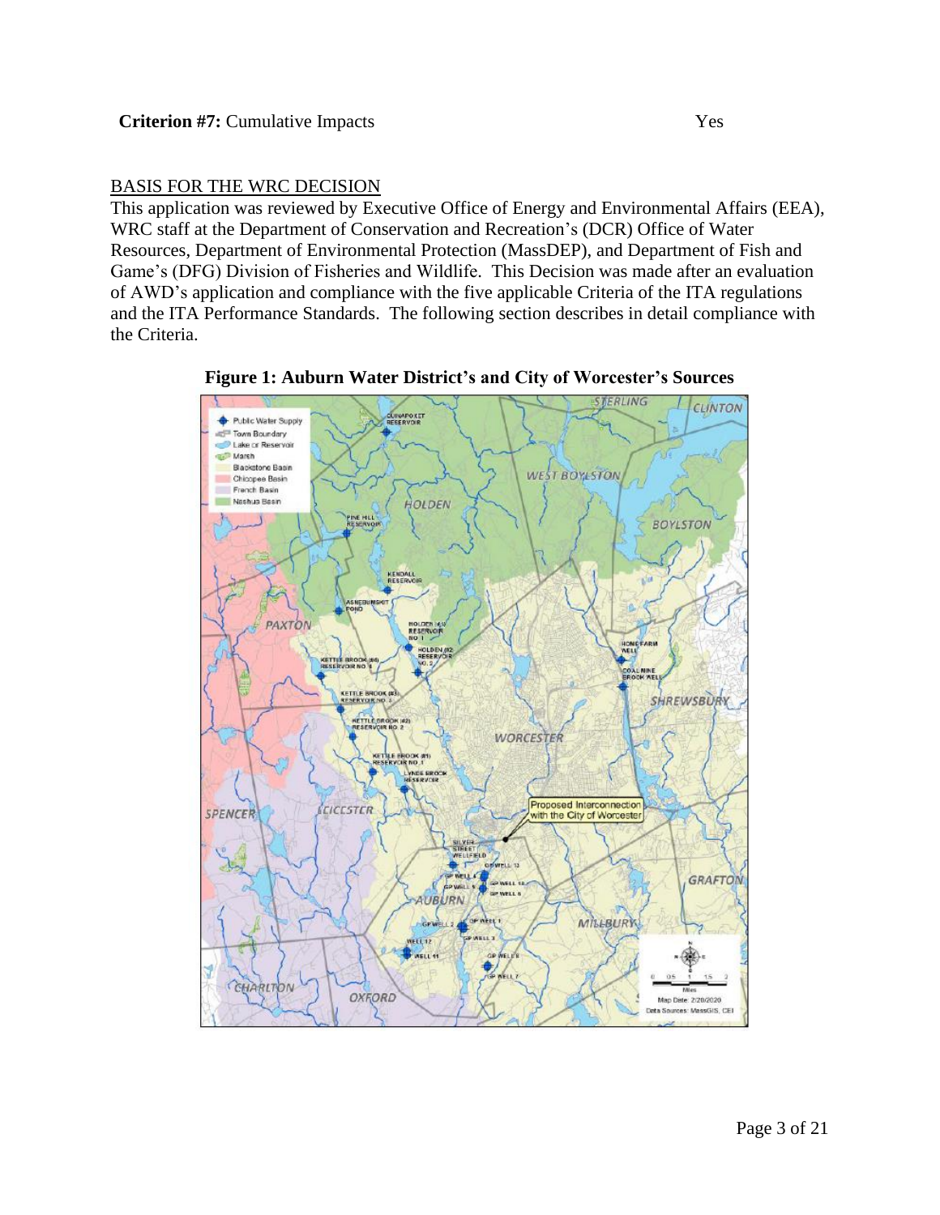**Criterion #7:** Cumulative Impacts Yes

BASIS FOR THE WRC DECISION

This application was reviewed by Executive Office of Energy and Environmental Affairs (EEA), WRC staff at the Department of Conservation and Recreation's (DCR) Office of Water Resources, Department of Environmental Protection (MassDEP), and Department of Fish and Game's (DFG) Division of Fisheries and Wildlife. This Decision was made after an evaluation of AWD's application and compliance with the five applicable Criteria of the ITA regulations and the ITA Performance Standards. The following section describes in detail compliance with the Criteria.

**Figure 1: Auburn Water District's and City of Worcester's Sources**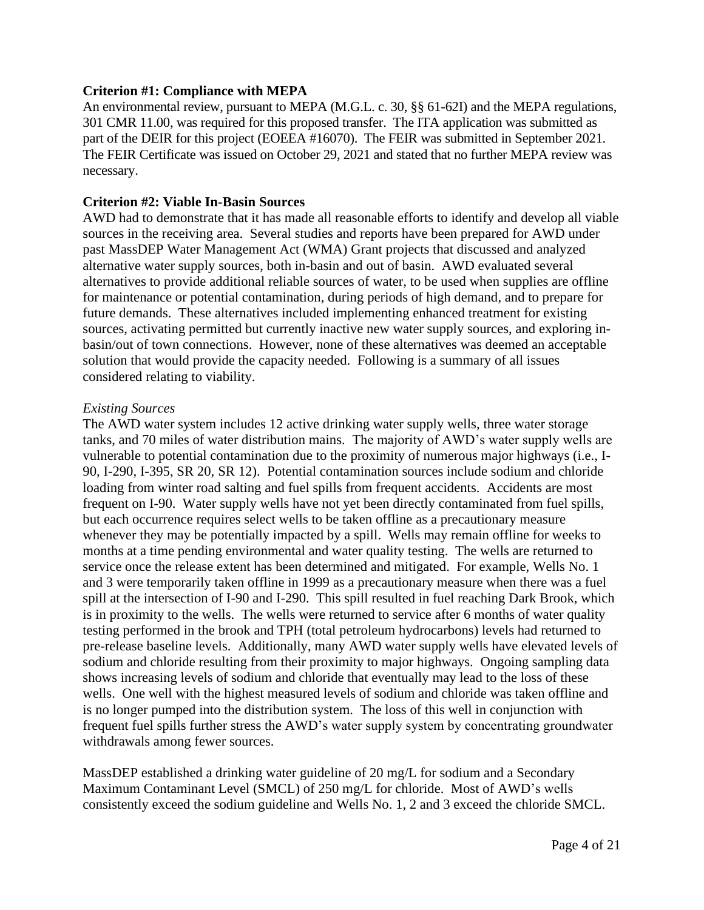**Criterion #1: Compliance with MEPA**

An environmental review, pursuant to MEPA (M.G.L. c. 30, §§ 61-62I) and the MEPA regulations, 301 CMR 11.00, was required for this proposed transfer. The ITA application was submitted as part of the DEIR for this project (EOEEA #16070). The FEIR was submitted in September 2021. The FEIR Certificate was issued on October 29, 2021 and stated that no further MEPA review was necessary.

**Criterion #2: Viable In-Basin Sources**

AWD had to demonstrate that it has made all reasonable efforts to identify and develop all viable sources in the receiving area. Several studies and reports have been prepared for AWD under past MassDEP Water Management Act (WMA) Grant projects that discussed and analyzed alternative water supply sources, both in-basin and out of basin. AWD evaluated several alternatives to provide additional reliable sources of water, to be used when supplies are offline for maintenance or potential contamination, during periods of high demand, and to prepare for future demands. These alternatives included implementing enhanced treatment for existing sources, activating permitted but currently inactive new water supply sources, and exploring in-basin/out of town connections. However, none of these alternatives was deemed an acceptable solution that would provide the capacity needed. Following is a summary of all issues considered relating to viability.

*Existing Sources*

The AWD water system includes 12 active drinking water supply wells, three water storage tanks, and 70 miles of water distribution mains. The majority of AWD's water supply wells are vulnerable to potential contamination due to the proximity of numerous major highways (i.e., I-90, I-290, I-395, SR 20, SR 12). Potential contamination sources include sodium and chloride loading from winter road salting and fuel spills from frequent accidents. Accidents are most frequent on I-90. Water supply wells have not yet been directly contaminated from fuel spills, but each occurrence requires select wells to be taken offline as a precautionary measure whenever they may be potentially impacted by a spill. Wells may remain offline for weeks to months at a time pending environmental and water quality testing. The wells are returned to service once the release extent has been determined and mitigated. For example, Wells No. 1 and 3 were temporarily taken offline in 1999 as a precautionary measure when there was a fuel spill at the intersection of I-90 and I-290. This spill resulted in fuel reaching Dark Brook, which is in proximity to the wells. The wells were returned to service after 6 months of water quality testing performed in the brook and TPH (total petroleum hydrocarbons) levels had returned to pre-release baseline levels. Additionally, many AWD water supply wells have elevated levels of sodium and chloride resulting from their proximity to major highways. Ongoing sampling data shows increasing levels of sodium and chloride that eventually may lead to the loss of these wells. One well with the highest measured levels of sodium and chloride was taken offline and is no longer pumped into the distribution system. The loss of this well in conjunction with frequent fuel spills further stress the AWD's water supply system by concentrating groundwater withdrawals among fewer sources.

MassDEP established a drinking water guideline of 20 mg/L for sodium and a Secondary Maximum Contaminant Level (SMCL) of 250 mg/L for chloride. Most of AWD's wells consistently exceed the sodium guideline and Wells No. 1, 2 and 3 exceed the chloride SMCL.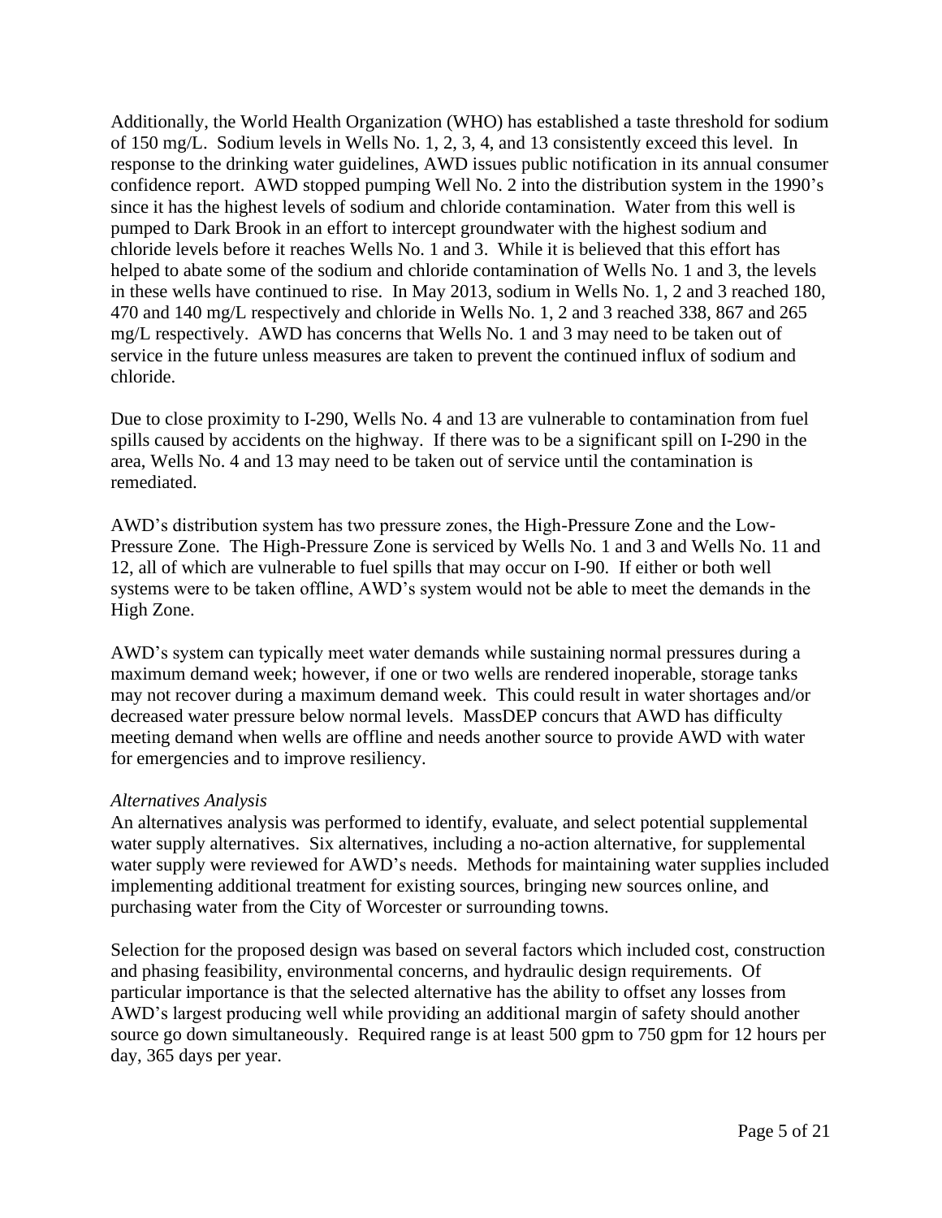Additionally, the World Health Organization (WHO) has established a taste threshold for sodium of 150 mg/L. Sodium levels in Wells No. 1, 2, 3, 4, and 13 consistently exceed this level. In response to the drinking water guidelines, AWD issues public notification in its annual consumer confidence report. AWD stopped pumping Well No. 2 into the distribution system in the 1990's since it has the highest levels of sodium and chloride contamination. Water from this well is pumped to Dark Brook in an effort to intercept groundwater with the highest sodium and chloride levels before it reaches Wells No. 1 and 3. While it is believed that this effort has helped to abate some of the sodium and chloride contamination of Wells No. 1 and 3, the levels in these wells have continued to rise. In May 2013, sodium in Wells No. 1, 2 and 3 reached 180, 470 and 140 mg/L respectively and chloride in Wells No. 1, 2 and 3 reached 338, 867 and 265 mg/L respectively. AWD has concerns that Wells No. 1 and 3 may need to be taken out of service in the future unless measures are taken to prevent the continued influx of sodium and chloride.

Due to close proximity to I-290, Wells No. 4 and 13 are vulnerable to contamination from fuel spills caused by accidents on the highway. If there was to be a significant spill on I-290 in the area, Wells No. 4 and 13 may need to be taken out of service until the contamination is remediated.

AWD's distribution system has two pressure zones, the High-Pressure Zone and the Low-Pressure Zone. The High-Pressure Zone is serviced by Wells No. 1 and 3 and Wells No. 11 and 12, all of which are vulnerable to fuel spills that may occur on I-90. If either or both well systems were to be taken offline, AWD's system would not be able to meet the demands in the High Zone.

AWD's system can typically meet water demands while sustaining normal pressures during a maximum demand week; however, if one or two wells are rendered inoperable, storage tanks may not recover during a maximum demand week. This could result in water shortages and/or decreased water pressure below normal levels. MassDEP concurs that AWD has difficulty meeting demand when wells are offline and needs another source to provide AWD with water for emergencies and to improve resiliency.

*Alternatives Analysis*

An alternatives analysis was performed to identify, evaluate, and select potential supplemental water supply alternatives. Six alternatives, including a no-action alternative, for supplemental water supply were reviewed for AWD's needs. Methods for maintaining water supplies included implementing additional treatment for existing sources, bringing new sources online, and purchasing water from the City of Worcester or surrounding towns.

Selection for the proposed design was based on several factors which included cost, construction and phasing feasibility, environmental concerns, and hydraulic design requirements. Of particular importance is that the selected alternative has the ability to offset any losses from AWD's largest producing well while providing an additional margin of safety should another source go down simultaneously. Required range is at least 500 gpm to 750 gpm for 12 hours per day, 365 days per year.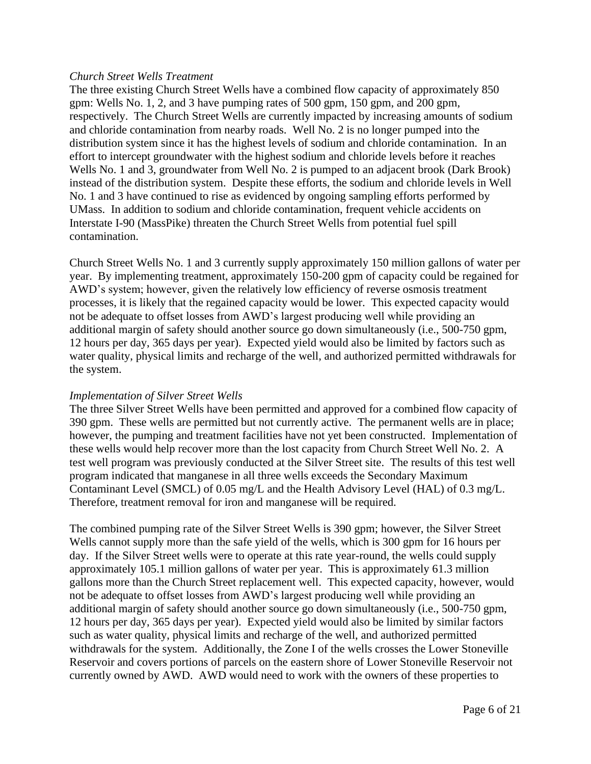*Church Street Wells Treatment*

The three existing Church Street Wells have a combined flow capacity of approximately 850 gpm: Wells No. 1, 2, and 3 have pumping rates of 500 gpm, 150 gpm, and 200 gpm, respectively. The Church Street Wells are currently impacted by increasing amounts of sodium and chloride contamination from nearby roads. Well No. 2 is no longer pumped into the distribution system since it has the highest levels of sodium and chloride contamination. In an effort to intercept groundwater with the highest sodium and chloride levels before it reaches Wells No. 1 and 3, groundwater from Well No. 2 is pumped to an adjacent brook (Dark Brook) instead of the distribution system. Despite these efforts, the sodium and chloride levels in Well No. 1 and 3 have continued to rise as evidenced by ongoing sampling efforts performed by UMass. In addition to sodium and chloride contamination, frequent vehicle accidents on Interstate I-90 (MassPike) threaten the Church Street Wells from potential fuel spill contamination.

Church Street Wells No. 1 and 3 currently supply approximately 150 million gallons of water per year. By implementing treatment, approximately 150-200 gpm of capacity could be regained for AWD's system; however, given the relatively low efficiency of reverse osmosis treatment processes, it is likely that the regained capacity would be lower. This expected capacity would not be adequate to offset losses from AWD's largest producing well while providing an additional margin of safety should another source go down simultaneously (i.e., 500-750 gpm, 12 hours per day, 365 days per year). Expected yield would also be limited by factors such as water quality, physical limits and recharge of the well, and authorized permitted withdrawals for the system.

*Implementation of Silver Street Wells*

The three Silver Street Wells have been permitted and approved for a combined flow capacity of 390 gpm. These wells are permitted but not currently active. The permanent wells are in place; however, the pumping and treatment facilities have not yet been constructed. Implementation of these wells would help recover more than the lost capacity from Church Street Well No. 2. A test well program was previously conducted at the Silver Street site. The results of this test well program indicated that manganese in all three wells exceeds the Secondary Maximum Contaminant Level (SMCL) of 0.05 mg/L and the Health Advisory Level (HAL) of 0.3 mg/L. Therefore, treatment removal for iron and manganese will be required.

The combined pumping rate of the Silver Street Wells is 390 gpm; however, the Silver Street Wells cannot supply more than the safe yield of the wells, which is 300 gpm for 16 hours per day. If the Silver Street wells were to operate at this rate year-round, the wells could supply approximately 105.1 million gallons of water per year. This is approximately 61.3 million gallons more than the Church Street replacement well. This expected capacity, however, would not be adequate to offset losses from AWD's largest producing well while providing an additional margin of safety should another source go down simultaneously (i.e., 500-750 gpm, 12 hours per day, 365 days per year). Expected yield would also be limited by similar factors such as water quality, physical limits and recharge of the well, and authorized permitted withdrawals for the system. Additionally, the Zone I of the wells crosses the Lower Stoneville Reservoir and covers portions of parcels on the eastern shore of Lower Stoneville Reservoir not currently owned by AWD. AWD would need to work with the owners of these properties to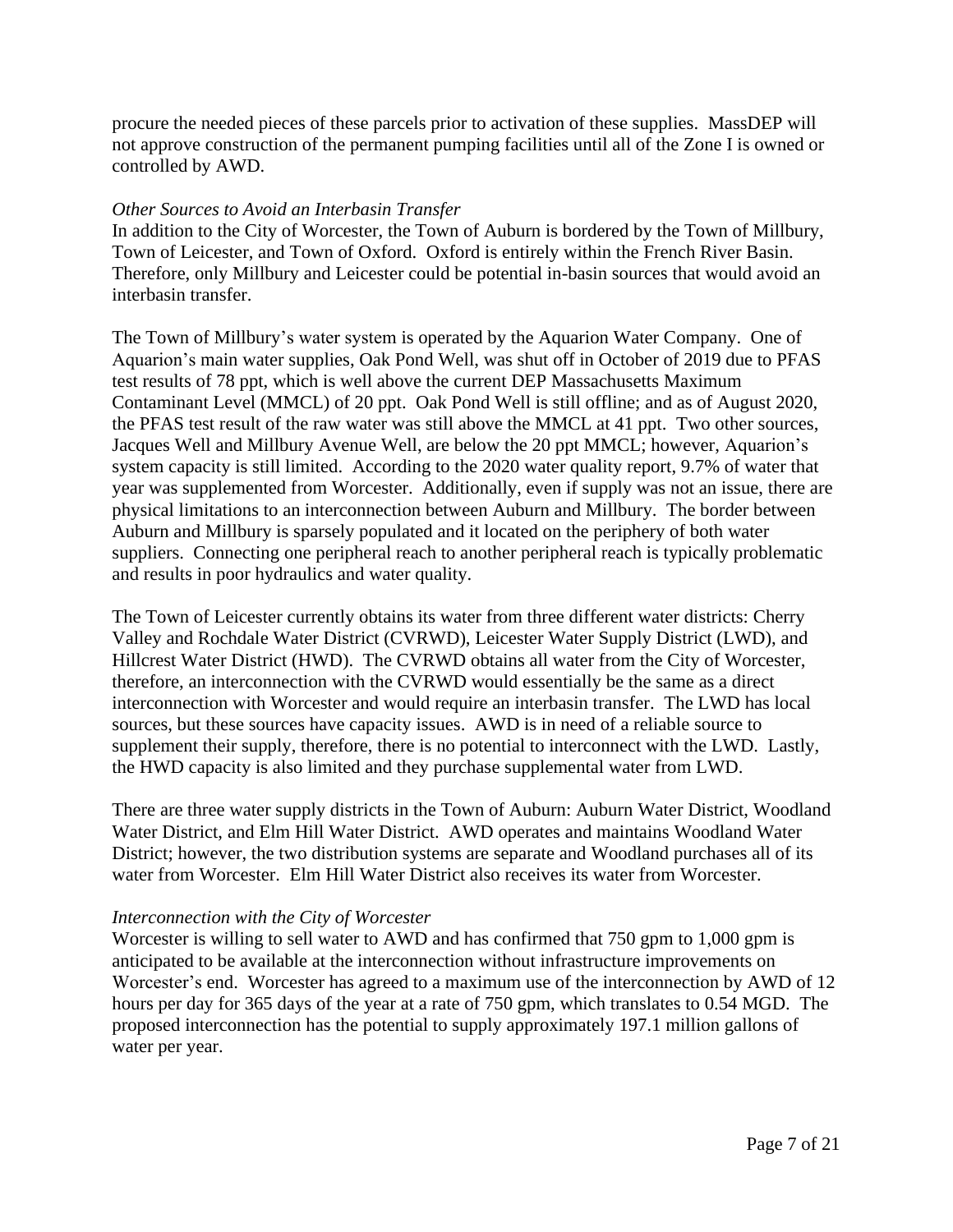procure the needed pieces of these parcels prior to activation of these supplies. MassDEP will not approve construction of the permanent pumping facilities until all of the Zone I is owned or controlled by AWD.

*Other Sources to Avoid an Interbasin Transfer*

In addition to the City of Worcester, the Town of Auburn is bordered by the Town of Millbury, Town of Leicester, and Town of Oxford. Oxford is entirely within the French River Basin. Therefore, only Millbury and Leicester could be potential in-basin sources that would avoid an interbasin transfer.

The Town of Millbury's water system is operated by the Aquarion Water Company. One of Aquarion's main water supplies, Oak Pond Well, was shut off in October of 2019 due to PFAS test results of 78 ppt, which is well above the current DEP Massachusetts Maximum Contaminant Level (MMCL) of 20 ppt. Oak Pond Well is still offline; and as of August 2020, the PFAS test result of the raw water was still above the MMCL at 41 ppt. Two other sources, Jacques Well and Millbury Avenue Well, are below the 20 ppt MMCL; however, Aquarion's system capacity is still limited. According to the 2020 water quality report, 9.7% of water that year was supplemented from Worcester. Additionally, even if supply was not an issue, there are physical limitations to an interconnection between Auburn and Millbury. The border between Auburn and Millbury is sparsely populated and it located on the periphery of both water suppliers. Connecting one peripheral reach to another peripheral reach is typically problematic and results in poor hydraulics and water quality.

The Town of Leicester currently obtains its water from three different water districts: Cherry Valley and Rochdale Water District (CVRWD), Leicester Water Supply District (LWD), and Hillcrest Water District (HWD). The CVRWD obtains all water from the City of Worcester, therefore, an interconnection with the CVRWD would essentially be the same as a direct interconnection with Worcester and would require an interbasin transfer. The LWD has local sources, but these sources have capacity issues. AWD is in need of a reliable source to supplement their supply, therefore, there is no potential to interconnect with the LWD. Lastly, the HWD capacity is also limited and they purchase supplemental water from LWD.

There are three water supply districts in the Town of Auburn: Auburn Water District, Woodland Water District, and Elm Hill Water District. AWD operates and maintains Woodland Water District; however, the two distribution systems are separate and Woodland purchases all of its water from Worcester. Elm Hill Water District also receives its water from Worcester.

*Interconnection with the City of Worcester*

Worcester is willing to sell water to AWD and has confirmed that 750 gpm to 1,000 gpm is anticipated to be available at the interconnection without infrastructure improvements on Worcester's end. Worcester has agreed to a maximum use of the interconnection by AWD of 12 hours per day for 365 days of the year at a rate of 750 gpm, which translates to 0.54 MGD. The proposed interconnection has the potential to supply approximately 197.1 million gallons of water per year.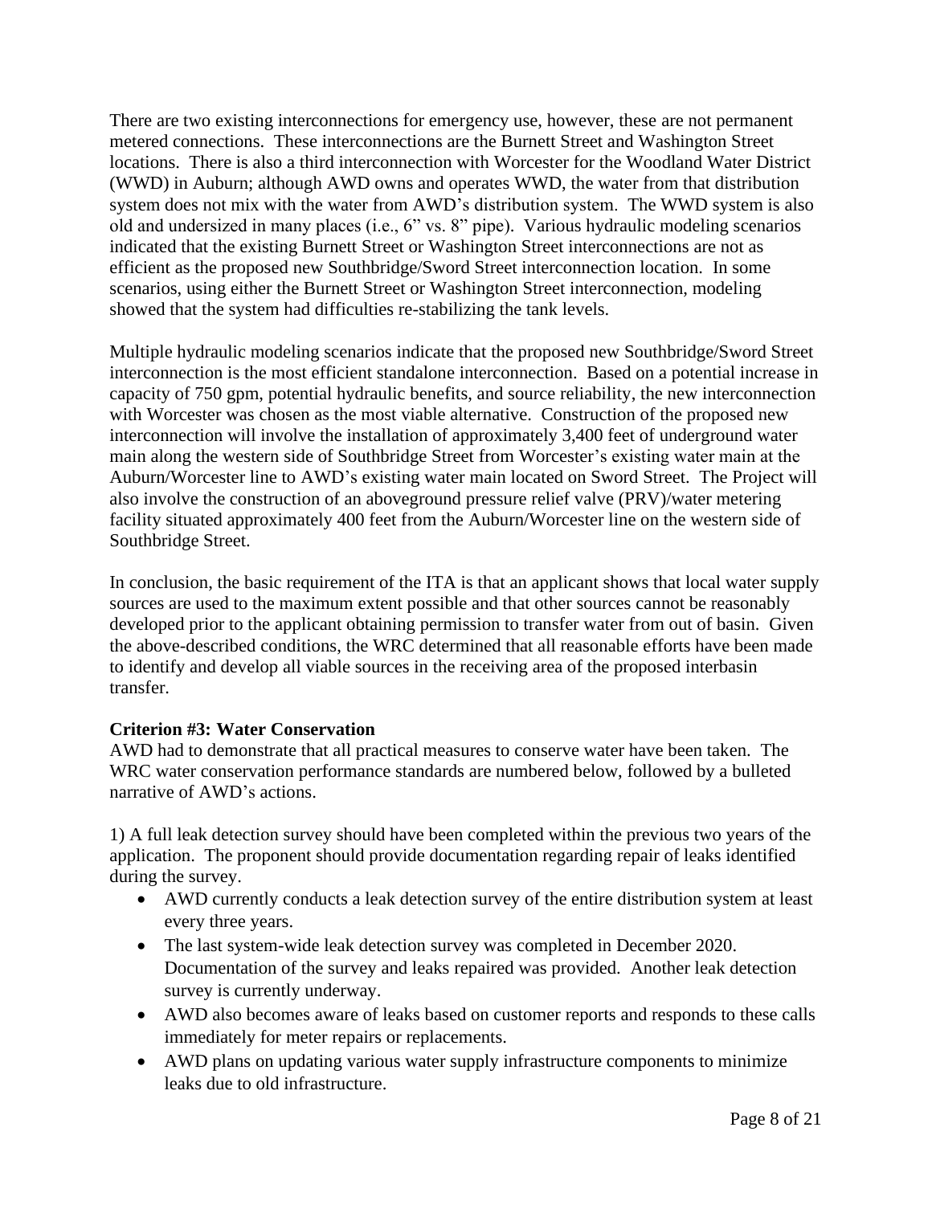There are two existing interconnections for emergency use, however, these are not permanent metered connections. These interconnections are the Burnett Street and Washington Street locations. There is also a third interconnection with Worcester for the Woodland Water District (WWD) in Auburn; although AWD owns and operates WWD, the water from that distribution system does not mix with the water from AWD's distribution system. The WWD system is also old and undersized in many places (i.e., 6" vs. 8" pipe). Various hydraulic modeling scenarios indicated that the existing Burnett Street or Washington Street interconnections are not as efficient as the proposed new Southbridge/Sword Street interconnection location. In some scenarios, using either the Burnett Street or Washington Street interconnection, modeling showed that the system had difficulties re-stabilizing the tank levels.

Multiple hydraulic modeling scenarios indicate that the proposed new Southbridge/Sword Street interconnection is the most efficient standalone interconnection. Based on a potential increase in capacity of 750 gpm, potential hydraulic benefits, and source reliability, the new interconnection with Worcester was chosen as the most viable alternative. Construction of the proposed new interconnection will involve the installation of approximately 3,400 feet of underground water main along the western side of Southbridge Street from Worcester's existing water main at the Auburn/Worcester line to AWD's existing water main located on Sword Street. The Project will also involve the construction of an aboveground pressure relief valve (PRV)/water metering facility situated approximately 400 feet from the Auburn/Worcester line on the western side of Southbridge Street.

In conclusion, the basic requirement of the ITA is that an applicant shows that local water supply sources are used to the maximum extent possible and that other sources cannot be reasonably developed prior to the applicant obtaining permission to transfer water from out of basin. Given the above-described conditions, the WRC determined that all reasonable efforts have been made to identify and develop all viable sources in the receiving area of the proposed interbasin transfer.

**Criterion #3: Water Conservation**

AWD had to demonstrate that all practical measures to conserve water have been taken. The WRC water conservation performance standards are numbered below, followed by a bulleted narrative of AWD's actions.

1) A full leak detection survey should have been completed within the previous two years of the application. The proponent should provide documentation regarding repair of leaks identified during the survey.

- AWD currently conducts a leak detection survey of the entire distribution system at least every three years.
- The last system-wide leak detection survey was completed in December 2020. Documentation of the survey and leaks repaired was provided. Another leak detection survey is currently underway.
- AWD also becomes aware of leaks based on customer reports and responds to these calls immediately for meter repairs or replacements.
- AWD plans on updating various water supply infrastructure components to minimize leaks due to old infrastructure.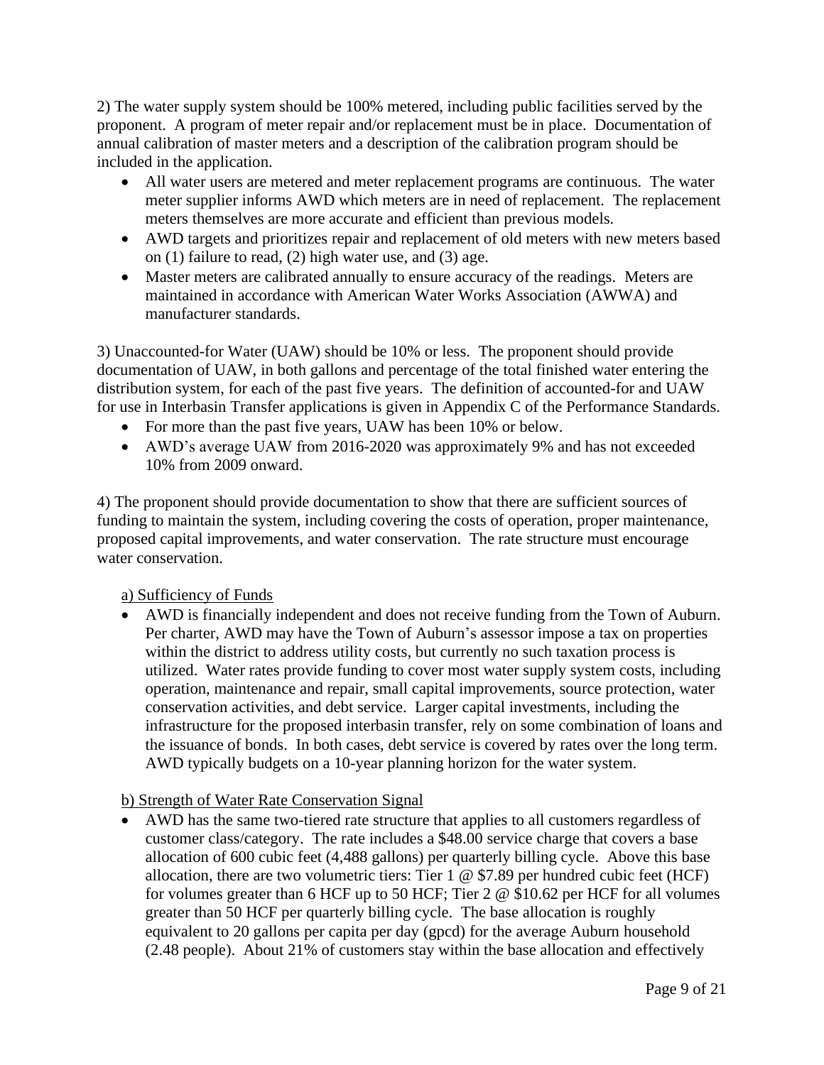2) The water supply system should be 100% metered, including public facilities served by the proponent. A program of meter repair and/or replacement must be in place. Documentation of annual calibration of master meters and a description of the calibration program should be included in the application.

- All water users are metered and meter replacement programs are continuous. The water meter supplier informs AWD which meters are in need of replacement. The replacement meters themselves are more accurate and efficient than previous models.
- AWD targets and prioritizes repair and replacement of old meters with new meters based on (1) failure to read, (2) high water use, and (3) age.
- Master meters are calibrated annually to ensure accuracy of the readings. Meters are maintained in accordance with American Water Works Association (AWWA) and manufacturer standards.

3) Unaccounted-for Water (UAW) should be 10% or less. The proponent should provide documentation of UAW, in both gallons and percentage of the total finished water entering the distribution system, for each of the past five years. The definition of accounted-for and UAW for use in Interbasin Transfer applications is given in Appendix C of the Performance Standards.

- For more than the past five years, UAW has been 10% or below.
- AWD's average UAW from 2016-2020 was approximately 9% and has not exceeded 10% from 2009 onward.

4) The proponent should provide documentation to show that there are sufficient sources of funding to maintain the system, including covering the costs of operation, proper maintenance, proposed capital improvements, and water conservation. The rate structure must encourage water conservation.

<u>a) Sufficiency of Funds</u>

- AWD is financially independent and does not receive funding from the Town of Auburn. Per charter, AWD may have the Town of Auburn's assessor impose a tax on properties within the district to address utility costs, but currently no such taxation process is utilized. Water rates provide funding to cover most water supply system costs, including operation, maintenance and repair, small capital improvements, source protection, water conservation activities, and debt service. Larger capital investments, including the infrastructure for the proposed interbasin transfer, rely on some combination of loans and the issuance of bonds. In both cases, debt service is covered by rates over the long term. AWD typically budgets on a 10-year planning horizon for the water system.

<u>b) Strength of Water Rate Conservation Signal</u>

- AWD has the same two-tiered rate structure that applies to all customers regardless of customer class/category. The rate includes a $48.00 service charge that covers a base allocation of 600 cubic feet (4,488 gallons) per quarterly billing cycle. Above this base allocation, there are two volumetric tiers: Tier 1 @ $7.89 per hundred cubic feet (HCF) for volumes greater than 6 HCF up to 50 HCF; Tier 2 @ $10.62 per HCF for all volumes greater than 50 HCF per quarterly billing cycle. The base allocation is roughly equivalent to 20 gallons per capita per day (gpcd) for the average Auburn household (2.48 people). About 21% of customers stay within the base allocation and effectively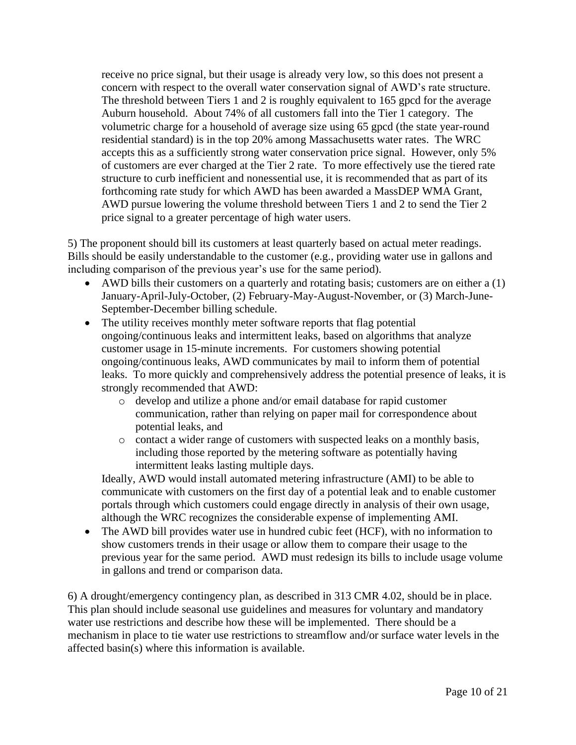receive no price signal, but their usage is already very low, so this does not present a concern with respect to the overall water conservation signal of AWD's rate structure. The threshold between Tiers 1 and 2 is roughly equivalent to 165 gpcd for the average Auburn household. About 74% of all customers fall into the Tier 1 category. The volumetric charge for a household of average size using 65 gpcd (the state year-round residential standard) is in the top 20% among Massachusetts water rates. The WRC accepts this as a sufficiently strong water conservation price signal. However, only 5% of customers are ever charged at the Tier 2 rate. To more effectively use the tiered rate structure to curb inefficient and nonessential use, it is recommended that as part of its forthcoming rate study for which AWD has been awarded a MassDEP WMA Grant, AWD pursue lowering the volume threshold between Tiers 1 and 2 to send the Tier 2 price signal to a greater percentage of high water users.

5) The proponent should bill its customers at least quarterly based on actual meter readings. Bills should be easily understandable to the customer (e.g., providing water use in gallons and including comparison of the previous year's use for the same period).

- AWD bills their customers on a quarterly and rotating basis; customers are on either a (1) January-April-July-October, (2) February-May-August-November, or (3) March-June-September-December billing schedule.
- The utility receives monthly meter software reports that flag potential ongoing/continuous leaks and intermittent leaks, based on algorithms that analyze customer usage in 15-minute increments. For customers showing potential ongoing/continuous leaks, AWD communicates by mail to inform them of potential leaks. To more quickly and comprehensively address the potential presence of leaks, it is strongly recommended that AWD:
    - develop and utilize a phone and/or email database for rapid customer communication, rather than relying on paper mail for correspondence about potential leaks, and
    - contact a wider range of customers with suspected leaks on a monthly basis, including those reported by the metering software as potentially having intermittent leaks lasting multiple days.

  Ideally, AWD would install automated metering infrastructure (AMI) to be able to communicate with customers on the first day of a potential leak and to enable customer portals through which customers could engage directly in analysis of their own usage, although the WRC recognizes the considerable expense of implementing AMI.
- The AWD bill provides water use in hundred cubic feet (HCF), with no information to show customers trends in their usage or allow them to compare their usage to the previous year for the same period. AWD must redesign its bills to include usage volume in gallons and trend or comparison data.

6) A drought/emergency contingency plan, as described in 313 CMR 4.02, should be in place. This plan should include seasonal use guidelines and measures for voluntary and mandatory water use restrictions and describe how these will be implemented. There should be a mechanism in place to tie water use restrictions to streamflow and/or surface water levels in the affected basin(s) where this information is available.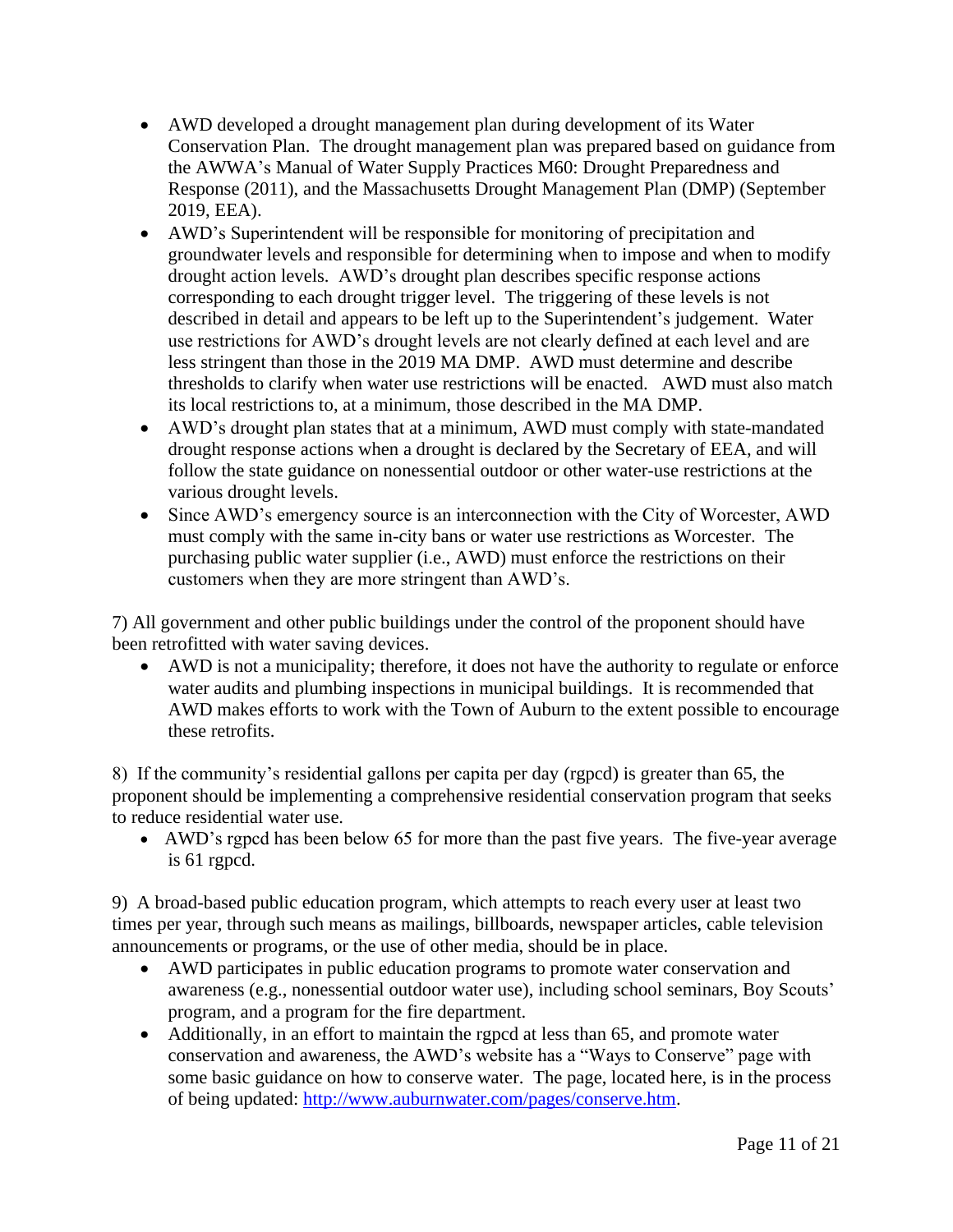- AWD developed a drought management plan during development of its Water Conservation Plan. The drought management plan was prepared based on guidance from the AWWA's Manual of Water Supply Practices M60: Drought Preparedness and Response (2011), and the Massachusetts Drought Management Plan (DMP) (September 2019, EEA).
- AWD's Superintendent will be responsible for monitoring of precipitation and groundwater levels and responsible for determining when to impose and when to modify drought action levels. AWD's drought plan describes specific response actions corresponding to each drought trigger level. The triggering of these levels is not described in detail and appears to be left up to the Superintendent's judgement. Water use restrictions for AWD's drought levels are not clearly defined at each level and are less stringent than those in the 2019 MA DMP. AWD must determine and describe thresholds to clarify when water use restrictions will be enacted. AWD must also match its local restrictions to, at a minimum, those described in the MA DMP.
- AWD's drought plan states that at a minimum, AWD must comply with state-mandated drought response actions when a drought is declared by the Secretary of EEA, and will follow the state guidance on nonessential outdoor or other water-use restrictions at the various drought levels.
- Since AWD's emergency source is an interconnection with the City of Worcester, AWD must comply with the same in-city bans or water use restrictions as Worcester. The purchasing public water supplier (i.e., AWD) must enforce the restrictions on their customers when they are more stringent than AWD's.

7) All government and other public buildings under the control of the proponent should have been retrofitted with water saving devices.

- AWD is not a municipality; therefore, it does not have the authority to regulate or enforce water audits and plumbing inspections in municipal buildings. It is recommended that AWD makes efforts to work with the Town of Auburn to the extent possible to encourage these retrofits.

8) If the community's residential gallons per capita per day (rgpcd) is greater than 65, the proponent should be implementing a comprehensive residential conservation program that seeks to reduce residential water use.

- AWD's rgpcd has been below 65 for more than the past five years. The five-year average is 61 rgpcd.

9) A broad-based public education program, which attempts to reach every user at least two times per year, through such means as mailings, billboards, newspaper articles, cable television announcements or programs, or the use of other media, should be in place.

- AWD participates in public education programs to promote water conservation and awareness (e.g., nonessential outdoor water use), including school seminars, Boy Scouts' program, and a program for the fire department.
- Additionally, in an effort to maintain the rgpcd at less than 65, and promote water conservation and awareness, the AWD's website has a "Ways to Conserve" page with some basic guidance on how to conserve water. The page, located here, is in the process of being updated: [http://www.auburnwater.com/pages/conserve.htm](http://www.auburnwater.com/pages/conserve.htm).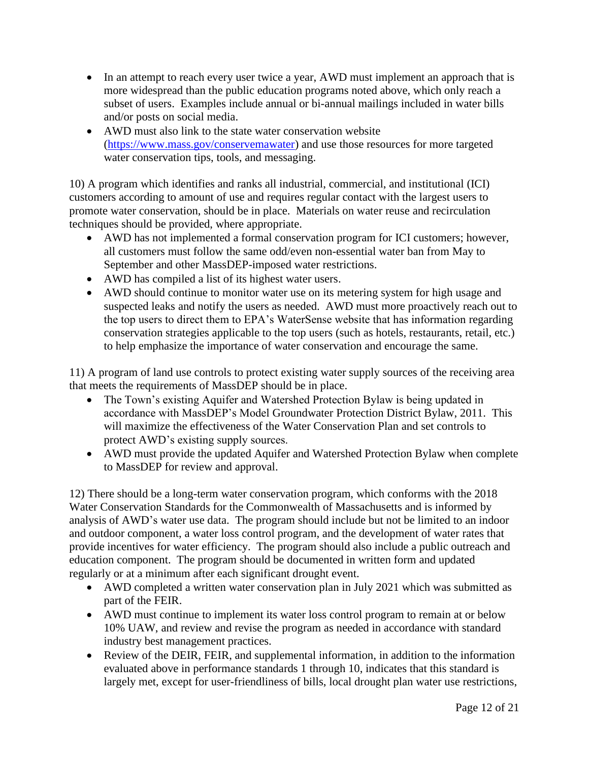- In an attempt to reach every user twice a year, AWD must implement an approach that is more widespread than the public education programs noted above, which only reach a subset of users. Examples include annual or bi-annual mailings included in water bills and/or posts on social media.
- AWD must also link to the state water conservation website ([https://www.mass.gov/conservemawater](https://www.mass.gov/conservemawater)) and use those resources for more targeted water conservation tips, tools, and messaging.

10) A program which identifies and ranks all industrial, commercial, and institutional (ICI) customers according to amount of use and requires regular contact with the largest users to promote water conservation, should be in place. Materials on water reuse and recirculation techniques should be provided, where appropriate.

- AWD has not implemented a formal conservation program for ICI customers; however, all customers must follow the same odd/even non-essential water ban from May to September and other MassDEP-imposed water restrictions.
- AWD has compiled a list of its highest water users.
- AWD should continue to monitor water use on its metering system for high usage and suspected leaks and notify the users as needed. AWD must more proactively reach out to the top users to direct them to EPA's WaterSense website that has information regarding conservation strategies applicable to the top users (such as hotels, restaurants, retail, etc.) to help emphasize the importance of water conservation and encourage the same.

11) A program of land use controls to protect existing water supply sources of the receiving area that meets the requirements of MassDEP should be in place.

- The Town's existing Aquifer and Watershed Protection Bylaw is being updated in accordance with MassDEP's Model Groundwater Protection District Bylaw, 2011. This will maximize the effectiveness of the Water Conservation Plan and set controls to protect AWD's existing supply sources.
- AWD must provide the updated Aquifer and Watershed Protection Bylaw when complete to MassDEP for review and approval.

12) There should be a long-term water conservation program, which conforms with the 2018 Water Conservation Standards for the Commonwealth of Massachusetts and is informed by analysis of AWD's water use data. The program should include but not be limited to an indoor and outdoor component, a water loss control program, and the development of water rates that provide incentives for water efficiency. The program should also include a public outreach and education component. The program should be documented in written form and updated regularly or at a minimum after each significant drought event.

- AWD completed a written water conservation plan in July 2021 which was submitted as part of the FEIR.
- AWD must continue to implement its water loss control program to remain at or below 10% UAW, and review and revise the program as needed in accordance with standard industry best management practices.
- Review of the DEIR, FEIR, and supplemental information, in addition to the information evaluated above in performance standards 1 through 10, indicates that this standard is largely met, except for user-friendliness of bills, local drought plan water use restrictions,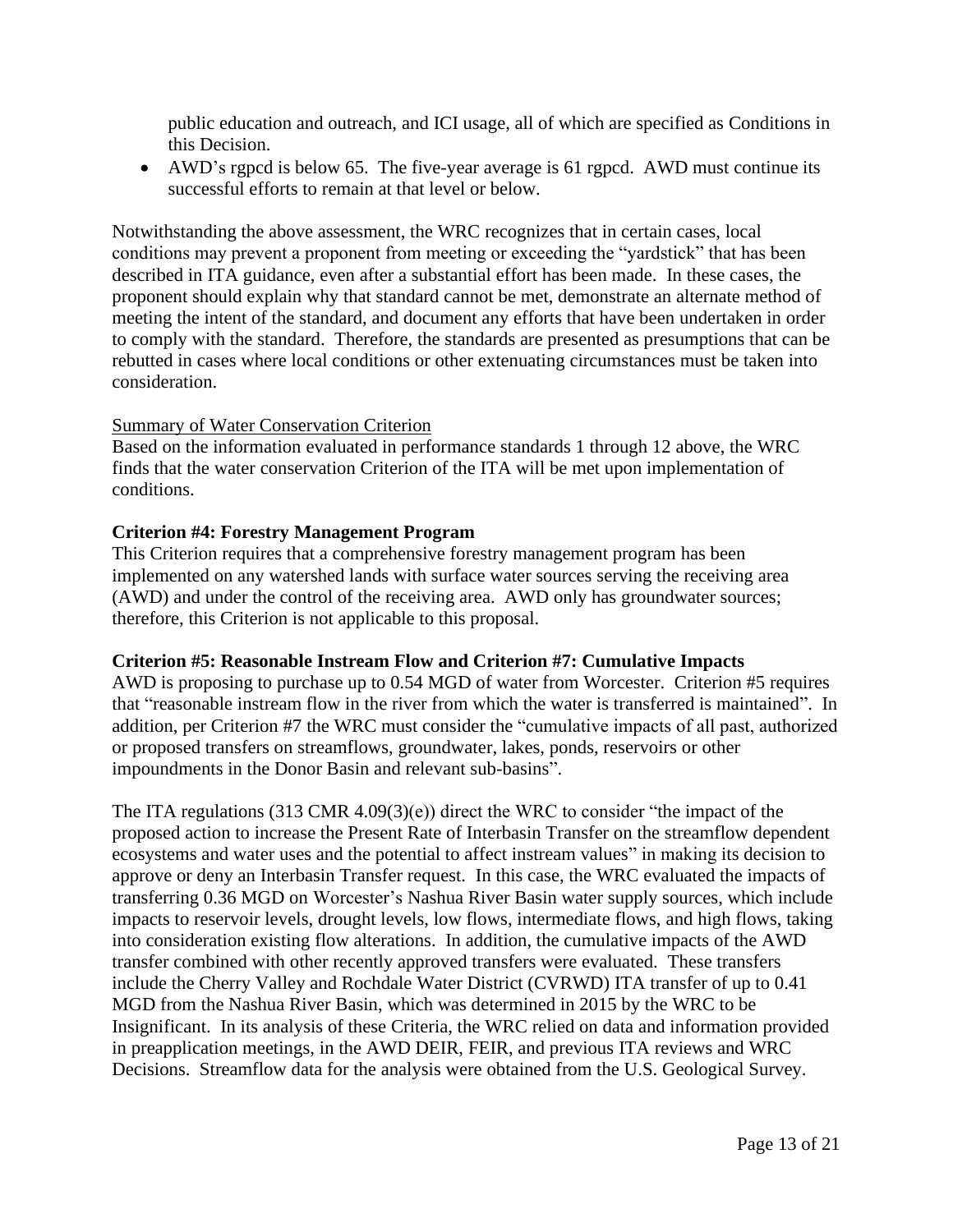public education and outreach, and ICI usage, all of which are specified as Conditions in this Decision.

- AWD's rgpcd is below 65. The five-year average is 61 rgpcd. AWD must continue its successful efforts to remain at that level or below.

Notwithstanding the above assessment, the WRC recognizes that in certain cases, local conditions may prevent a proponent from meeting or exceeding the "yardstick" that has been described in ITA guidance, even after a substantial effort has been made. In these cases, the proponent should explain why that standard cannot be met, demonstrate an alternate method of meeting the intent of the standard, and document any efforts that have been undertaken in order to comply with the standard. Therefore, the standards are presented as presumptions that can be rebutted in cases where local conditions or other extenuating circumstances must be taken into consideration.

<u>Summary of Water Conservation Criterion</u>

Based on the information evaluated in performance standards 1 through 12 above, the WRC finds that the water conservation Criterion of the ITA will be met upon implementation of conditions.

**Criterion #4: Forestry Management Program**

This Criterion requires that a comprehensive forestry management program has been implemented on any watershed lands with surface water sources serving the receiving area (AWD) and under the control of the receiving area. AWD only has groundwater sources; therefore, this Criterion is not applicable to this proposal.

**Criterion #5: Reasonable Instream Flow and Criterion #7: Cumulative Impacts**

AWD is proposing to purchase up to 0.54 MGD of water from Worcester. Criterion #5 requires that "reasonable instream flow in the river from which the water is transferred is maintained". In addition, per Criterion #7 the WRC must consider the "cumulative impacts of all past, authorized or proposed transfers on streamflows, groundwater, lakes, ponds, reservoirs or other impoundments in the Donor Basin and relevant sub-basins".

The ITA regulations (313 CMR 4.09(3)(e)) direct the WRC to consider "the impact of the proposed action to increase the Present Rate of Interbasin Transfer on the streamflow dependent ecosystems and water uses and the potential to affect instream values" in making its decision to approve or deny an Interbasin Transfer request. In this case, the WRC evaluated the impacts of transferring 0.36 MGD on Worcester's Nashua River Basin water supply sources, which include impacts to reservoir levels, drought levels, low flows, intermediate flows, and high flows, taking into consideration existing flow alterations. In addition, the cumulative impacts of the AWD transfer combined with other recently approved transfers were evaluated. These transfers include the Cherry Valley and Rochdale Water District (CVRWD) ITA transfer of up to 0.41 MGD from the Nashua River Basin, which was determined in 2015 by the WRC to be Insignificant. In its analysis of these Criteria, the WRC relied on data and information provided in preapplication meetings, in the AWD DEIR, FEIR, and previous ITA reviews and WRC Decisions. Streamflow data for the analysis were obtained from the U.S. Geological Survey.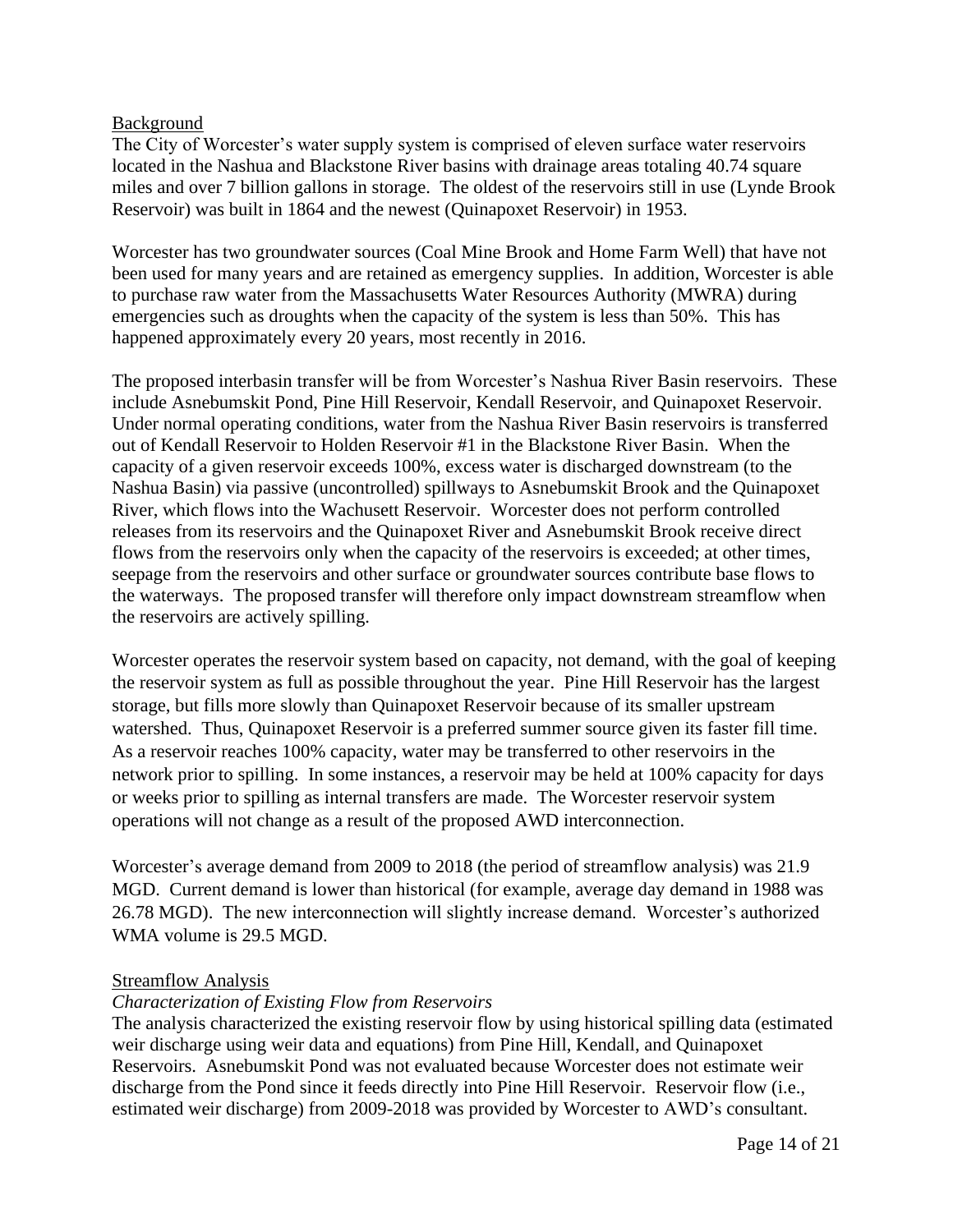## Background

The City of Worcester's water supply system is comprised of eleven surface water reservoirs located in the Nashua and Blackstone River basins with drainage areas totaling 40.74 square miles and over 7 billion gallons in storage. The oldest of the reservoirs still in use (Lynde Brook Reservoir) was built in 1864 and the newest (Quinapoxet Reservoir) in 1953.

Worcester has two groundwater sources (Coal Mine Brook and Home Farm Well) that have not been used for many years and are retained as emergency supplies. In addition, Worcester is able to purchase raw water from the Massachusetts Water Resources Authority (MWRA) during emergencies such as droughts when the capacity of the system is less than 50%. This has happened approximately every 20 years, most recently in 2016.

The proposed interbasin transfer will be from Worcester's Nashua River Basin reservoirs. These include Asnebumskit Pond, Pine Hill Reservoir, Kendall Reservoir, and Quinapoxet Reservoir. Under normal operating conditions, water from the Nashua River Basin reservoirs is transferred out of Kendall Reservoir to Holden Reservoir #1 in the Blackstone River Basin. When the capacity of a given reservoir exceeds 100%, excess water is discharged downstream (to the Nashua Basin) via passive (uncontrolled) spillways to Asnebumskit Brook and the Quinapoxet River, which flows into the Wachusett Reservoir. Worcester does not perform controlled releases from its reservoirs and the Quinapoxet River and Asnebumskit Brook receive direct flows from the reservoirs only when the capacity of the reservoirs is exceeded; at other times, seepage from the reservoirs and other surface or groundwater sources contribute base flows to the waterways. The proposed transfer will therefore only impact downstream streamflow when the reservoirs are actively spilling.

Worcester operates the reservoir system based on capacity, not demand, with the goal of keeping the reservoir system as full as possible throughout the year. Pine Hill Reservoir has the largest storage, but fills more slowly than Quinapoxet Reservoir because of its smaller upstream watershed. Thus, Quinapoxet Reservoir is a preferred summer source given its faster fill time. As a reservoir reaches 100% capacity, water may be transferred to other reservoirs in the network prior to spilling. In some instances, a reservoir may be held at 100% capacity for days or weeks prior to spilling as internal transfers are made. The Worcester reservoir system operations will not change as a result of the proposed AWD interconnection.

Worcester's average demand from 2009 to 2018 (the period of streamflow analysis) was 21.9 MGD. Current demand is lower than historical (for example, average day demand in 1988 was 26.78 MGD). The new interconnection will slightly increase demand. Worcester's authorized WMA volume is 29.5 MGD.

## Streamflow Analysis

### *Characterization of Existing Flow from Reservoirs*

The analysis characterized the existing reservoir flow by using historical spilling data (estimated weir discharge using weir data and equations) from Pine Hill, Kendall, and Quinapoxet Reservoirs. Asnebumskit Pond was not evaluated because Worcester does not estimate weir discharge from the Pond since it feeds directly into Pine Hill Reservoir. Reservoir flow (i.e., estimated weir discharge) from 2009-2018 was provided by Worcester to AWD's consultant.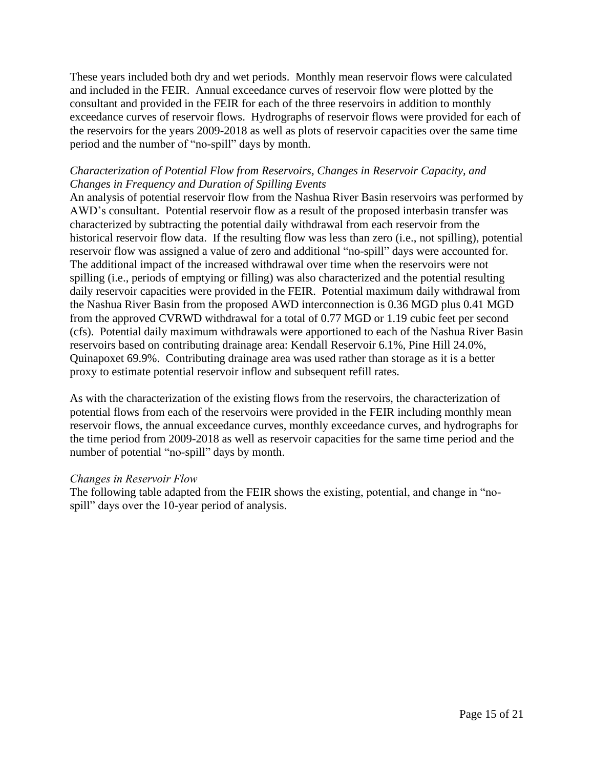These years included both dry and wet periods. Monthly mean reservoir flows were calculated and included in the FEIR. Annual exceedance curves of reservoir flow were plotted by the consultant and provided in the FEIR for each of the three reservoirs in addition to monthly exceedance curves of reservoir flows. Hydrographs of reservoir flows were provided for each of the reservoirs for the years 2009-2018 as well as plots of reservoir capacities over the same time period and the number of "no-spill" days by month.

*Characterization of Potential Flow from Reservoirs, Changes in Reservoir Capacity, and Changes in Frequency and Duration of Spilling Events*

An analysis of potential reservoir flow from the Nashua River Basin reservoirs was performed by AWD's consultant. Potential reservoir flow as a result of the proposed interbasin transfer was characterized by subtracting the potential daily withdrawal from each reservoir from the historical reservoir flow data. If the resulting flow was less than zero (i.e., not spilling), potential reservoir flow was assigned a value of zero and additional "no-spill" days were accounted for. The additional impact of the increased withdrawal over time when the reservoirs were not spilling (i.e., periods of emptying or filling) was also characterized and the potential resulting daily reservoir capacities were provided in the FEIR. Potential maximum daily withdrawal from the Nashua River Basin from the proposed AWD interconnection is 0.36 MGD plus 0.41 MGD from the approved CVRWD withdrawal for a total of 0.77 MGD or 1.19 cubic feet per second (cfs). Potential daily maximum withdrawals were apportioned to each of the Nashua River Basin reservoirs based on contributing drainage area: Kendall Reservoir 6.1%, Pine Hill 24.0%, Quinapoxet 69.9%. Contributing drainage area was used rather than storage as it is a better proxy to estimate potential reservoir inflow and subsequent refill rates.

As with the characterization of the existing flows from the reservoirs, the characterization of potential flows from each of the reservoirs were provided in the FEIR including monthly mean reservoir flows, the annual exceedance curves, monthly exceedance curves, and hydrographs for the time period from 2009-2018 as well as reservoir capacities for the same time period and the number of potential "no-spill" days by month.

*Changes in Reservoir Flow*

The following table adapted from the FEIR shows the existing, potential, and change in "no-spill" days over the 10-year period of analysis.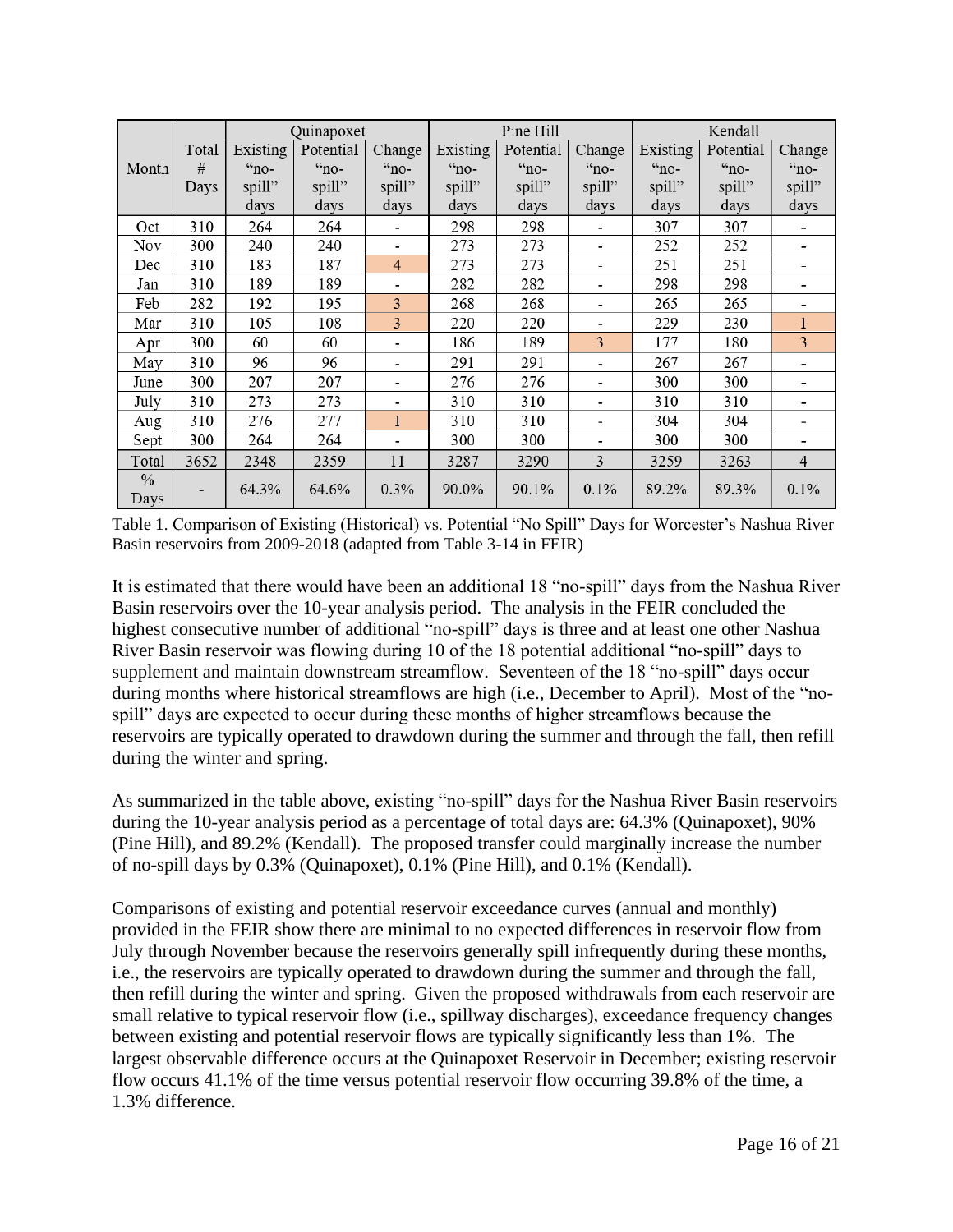| Month | Total # Days | Quinapoxet | | | Pine Hill | | | Kendall | | |
|---|---|---|---|---|---|---|---|---|---|---|
| | | Existing "no-spill" days | Potential "no-spill" days | Change "no-spill" days | Existing "no-spill" days | Potential "no-spill" days | Change "no-spill" days | Existing "no-spill" days | Potential "no-spill" days | Change "no-spill" days |
| Oct | 310 | 264 | 264 | - | 298 | 298 | - | 307 | 307 | - |
| Nov | 300 | 240 | 240 | - | 273 | 273 | - | 252 | 252 | - |
| Dec | 310 | 183 | 187 | 4 | 273 | 273 | - | 251 | 251 | - |
| Jan | 310 | 189 | 189 | - | 282 | 282 | - | 298 | 298 | - |
| Feb | 282 | 192 | 195 | 3 | 268 | 268 | - | 265 | 265 | - |
| Mar | 310 | 105 | 108 | 3 | 220 | 220 | - | 229 | 230 | 1 |
| Apr | 300 | 60 | 60 | - | 186 | 189 | 3 | 177 | 180 | 3 |
| May | 310 | 96 | 96 | - | 291 | 291 | - | 267 | 267 | - |
| June | 300 | 207 | 207 | - | 276 | 276 | - | 300 | 300 | - |
| July | 310 | 273 | 273 | - | 310 | 310 | - | 310 | 310 | - |
| Aug | 310 | 276 | 277 | 1 | 310 | 310 | - | 304 | 304 | - |
| Sept | 300 | 264 | 264 | - | 300 | 300 | - | 300 | 300 | - |
| Total | 3652 | 2348 | 2359 | 11 | 3287 | 3290 | 3 | 3259 | 3263 | 4 |
| % Days | - | 64.3% | 64.6% | 0.3% | 90.0% | 90.1% | 0.1% | 89.2% | 89.3% | 0.1% |

Table 1. Comparison of Existing (Historical) vs. Potential "No Spill" Days for Worcester's Nashua River Basin reservoirs from 2009-2018 (adapted from Table 3-14 in FEIR)

It is estimated that there would have been an additional 18 "no-spill" days from the Nashua River Basin reservoirs over the 10-year analysis period. The analysis in the FEIR concluded the highest consecutive number of additional "no-spill" days is three and at least one other Nashua River Basin reservoir was flowing during 10 of the 18 potential additional "no-spill" days to supplement and maintain downstream streamflow. Seventeen of the 18 "no-spill" days occur during months where historical streamflows are high (i.e., December to April). Most of the "no-spill" days are expected to occur during these months of higher streamflows because the reservoirs are typically operated to drawdown during the summer and through the fall, then refill during the winter and spring.

As summarized in the table above, existing "no-spill" days for the Nashua River Basin reservoirs during the 10-year analysis period as a percentage of total days are: 64.3% (Quinapoxet), 90% (Pine Hill), and 89.2% (Kendall). The proposed transfer could marginally increase the number of no-spill days by 0.3% (Quinapoxet), 0.1% (Pine Hill), and 0.1% (Kendall).

Comparisons of existing and potential reservoir exceedance curves (annual and monthly) provided in the FEIR show there are minimal to no expected differences in reservoir flow from July through November because the reservoirs generally spill infrequently during these months, i.e., the reservoirs are typically operated to drawdown during the summer and through the fall, then refill during the winter and spring. Given the proposed withdrawals from each reservoir are small relative to typical reservoir flow (i.e., spillway discharges), exceedance frequency changes between existing and potential reservoir flows are typically significantly less than 1%. The largest observable difference occurs at the Quinapoxet Reservoir in December; existing reservoir flow occurs 41.1% of the time versus potential reservoir flow occurring 39.8% of the time, a 1.3% difference.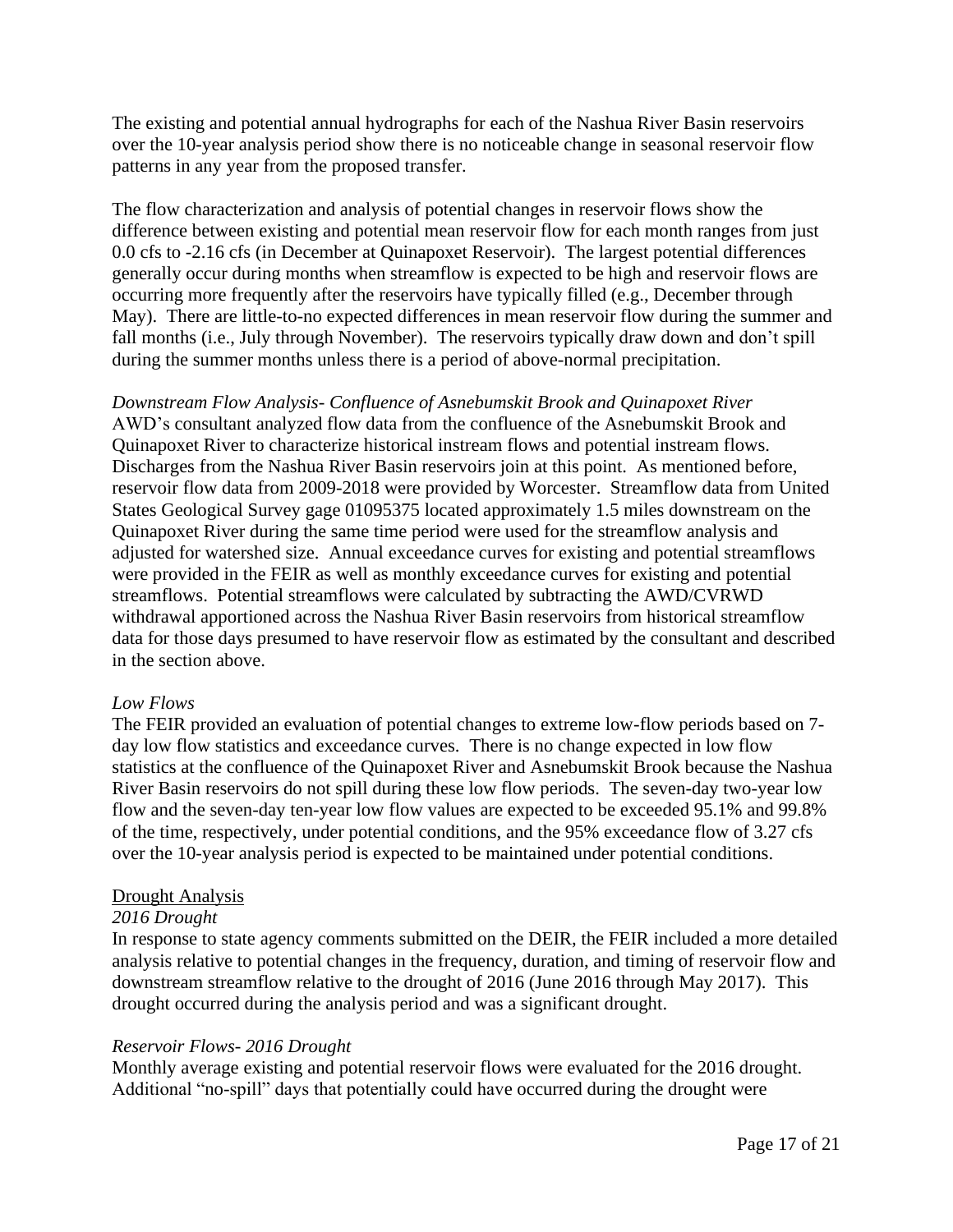The existing and potential annual hydrographs for each of the Nashua River Basin reservoirs over the 10-year analysis period show there is no noticeable change in seasonal reservoir flow patterns in any year from the proposed transfer.

The flow characterization and analysis of potential changes in reservoir flows show the difference between existing and potential mean reservoir flow for each month ranges from just 0.0 cfs to -2.16 cfs (in December at Quinapoxet Reservoir). The largest potential differences generally occur during months when streamflow is expected to be high and reservoir flows are occurring more frequently after the reservoirs have typically filled (e.g., December through May). There are little-to-no expected differences in mean reservoir flow during the summer and fall months (i.e., July through November). The reservoirs typically draw down and don't spill during the summer months unless there is a period of above-normal precipitation.

*Downstream Flow Analysis- Confluence of Asnebumskit Brook and Quinapoxet River*
AWD's consultant analyzed flow data from the confluence of the Asnebumskit Brook and Quinapoxet River to characterize historical instream flows and potential instream flows. Discharges from the Nashua River Basin reservoirs join at this point. As mentioned before, reservoir flow data from 2009-2018 were provided by Worcester. Streamflow data from United States Geological Survey gage 01095375 located approximately 1.5 miles downstream on the Quinapoxet River during the same time period were used for the streamflow analysis and adjusted for watershed size. Annual exceedance curves for existing and potential streamflows were provided in the FEIR as well as monthly exceedance curves for existing and potential streamflows. Potential streamflows were calculated by subtracting the AWD/CVRWD withdrawal apportioned across the Nashua River Basin reservoirs from historical streamflow data for those days presumed to have reservoir flow as estimated by the consultant and described in the section above.

*Low Flows*
The FEIR provided an evaluation of potential changes to extreme low-flow periods based on 7-day low flow statistics and exceedance curves. There is no change expected in low flow statistics at the confluence of the Quinapoxet River and Asnebumskit Brook because the Nashua River Basin reservoirs do not spill during these low flow periods. The seven-day two-year low flow and the seven-day ten-year low flow values are expected to be exceeded 95.1% and 99.8% of the time, respectively, under potential conditions, and the 95% exceedance flow of 3.27 cfs over the 10-year analysis period is expected to be maintained under potential conditions.

<u>Drought Analysis</u>
*2016 Drought*
In response to state agency comments submitted on the DEIR, the FEIR included a more detailed analysis relative to potential changes in the frequency, duration, and timing of reservoir flow and downstream streamflow relative to the drought of 2016 (June 2016 through May 2017). This drought occurred during the analysis period and was a significant drought.

*Reservoir Flows- 2016 Drought*
Monthly average existing and potential reservoir flows were evaluated for the 2016 drought. Additional "no-spill" days that potentially could have occurred during the drought were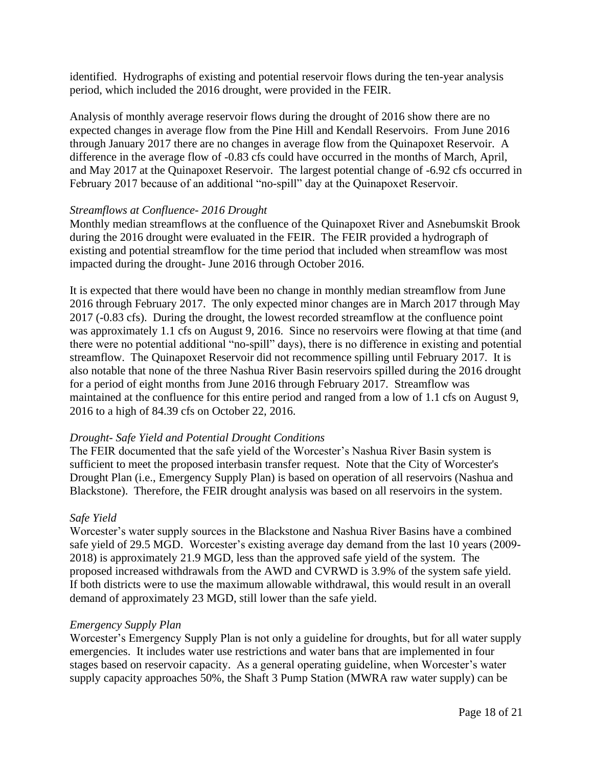identified. Hydrographs of existing and potential reservoir flows during the ten-year analysis period, which included the 2016 drought, were provided in the FEIR.

Analysis of monthly average reservoir flows during the drought of 2016 show there are no expected changes in average flow from the Pine Hill and Kendall Reservoirs. From June 2016 through January 2017 there are no changes in average flow from the Quinapoxet Reservoir. A difference in the average flow of -0.83 cfs could have occurred in the months of March, April, and May 2017 at the Quinapoxet Reservoir. The largest potential change of -6.92 cfs occurred in February 2017 because of an additional "no-spill" day at the Quinapoxet Reservoir.

*Streamflows at Confluence- 2016 Drought*

Monthly median streamflows at the confluence of the Quinapoxet River and Asnebumskit Brook during the 2016 drought were evaluated in the FEIR. The FEIR provided a hydrograph of existing and potential streamflow for the time period that included when streamflow was most impacted during the drought- June 2016 through October 2016.

It is expected that there would have been no change in monthly median streamflow from June 2016 through February 2017. The only expected minor changes are in March 2017 through May 2017 (-0.83 cfs). During the drought, the lowest recorded streamflow at the confluence point was approximately 1.1 cfs on August 9, 2016. Since no reservoirs were flowing at that time (and there were no potential additional "no-spill" days), there is no difference in existing and potential streamflow. The Quinapoxet Reservoir did not recommence spilling until February 2017. It is also notable that none of the three Nashua River Basin reservoirs spilled during the 2016 drought for a period of eight months from June 2016 through February 2017. Streamflow was maintained at the confluence for this entire period and ranged from a low of 1.1 cfs on August 9, 2016 to a high of 84.39 cfs on October 22, 2016.

*Drought- Safe Yield and Potential Drought Conditions*

The FEIR documented that the safe yield of the Worcester's Nashua River Basin system is sufficient to meet the proposed interbasin transfer request. Note that the City of Worcester's Drought Plan (i.e., Emergency Supply Plan) is based on operation of all reservoirs (Nashua and Blackstone). Therefore, the FEIR drought analysis was based on all reservoirs in the system.

*Safe Yield*

Worcester's water supply sources in the Blackstone and Nashua River Basins have a combined safe yield of 29.5 MGD. Worcester's existing average day demand from the last 10 years (2009-2018) is approximately 21.9 MGD, less than the approved safe yield of the system. The proposed increased withdrawals from the AWD and CVRWD is 3.9% of the system safe yield. If both districts were to use the maximum allowable withdrawal, this would result in an overall demand of approximately 23 MGD, still lower than the safe yield.

*Emergency Supply Plan*

Worcester's Emergency Supply Plan is not only a guideline for droughts, but for all water supply emergencies. It includes water use restrictions and water bans that are implemented in four stages based on reservoir capacity. As a general operating guideline, when Worcester's water supply capacity approaches 50%, the Shaft 3 Pump Station (MWRA raw water supply) can be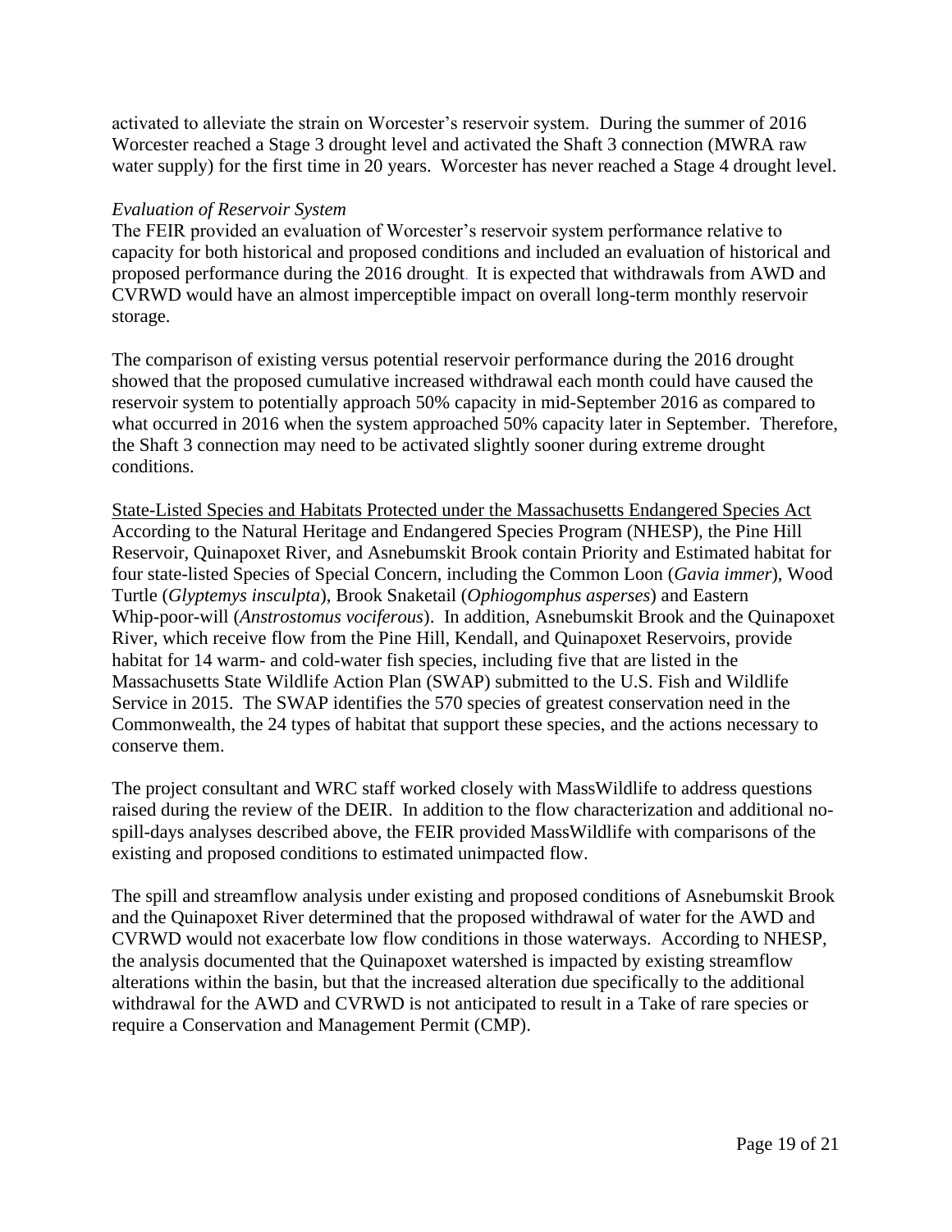activated to alleviate the strain on Worcester's reservoir system. During the summer of 2016 Worcester reached a Stage 3 drought level and activated the Shaft 3 connection (MWRA raw water supply) for the first time in 20 years. Worcester has never reached a Stage 4 drought level.

*Evaluation of Reservoir System*

The FEIR provided an evaluation of Worcester's reservoir system performance relative to capacity for both historical and proposed conditions and included an evaluation of historical and proposed performance during the 2016 drought. It is expected that withdrawals from AWD and CVRWD would have an almost imperceptible impact on overall long-term monthly reservoir storage.

The comparison of existing versus potential reservoir performance during the 2016 drought showed that the proposed cumulative increased withdrawal each month could have caused the reservoir system to potentially approach 50% capacity in mid-September 2016 as compared to what occurred in 2016 when the system approached 50% capacity later in September. Therefore, the Shaft 3 connection may need to be activated slightly sooner during extreme drought conditions.

<u>State-Listed Species and Habitats Protected under the Massachusetts Endangered Species Act</u>

According to the Natural Heritage and Endangered Species Program (NHESP), the Pine Hill Reservoir, Quinapoxet River, and Asnebumskit Brook contain Priority and Estimated habitat for four state-listed Species of Special Concern, including the Common Loon (*Gavia immer*), Wood Turtle (*Glyptemys insculpta*), Brook Snaketail (*Ophiogomphus asperses*) and Eastern Whip-poor-will (*Anstrostomus vociferous*). In addition, Asnebumskit Brook and the Quinapoxet River, which receive flow from the Pine Hill, Kendall, and Quinapoxet Reservoirs, provide habitat for 14 warm- and cold-water fish species, including five that are listed in the Massachusetts State Wildlife Action Plan (SWAP) submitted to the U.S. Fish and Wildlife Service in 2015. The SWAP identifies the 570 species of greatest conservation need in the Commonwealth, the 24 types of habitat that support these species, and the actions necessary to conserve them.

The project consultant and WRC staff worked closely with MassWildlife to address questions raised during the review of the DEIR. In addition to the flow characterization and additional no-spill-days analyses described above, the FEIR provided MassWildlife with comparisons of the existing and proposed conditions to estimated unimpacted flow.

The spill and streamflow analysis under existing and proposed conditions of Asnebumskit Brook and the Quinapoxet River determined that the proposed withdrawal of water for the AWD and CVRWD would not exacerbate low flow conditions in those waterways. According to NHESP, the analysis documented that the Quinapoxet watershed is impacted by existing streamflow alterations within the basin, but that the increased alteration due specifically to the additional withdrawal for the AWD and CVRWD is not anticipated to result in a Take of rare species or require a Conservation and Management Permit (CMP).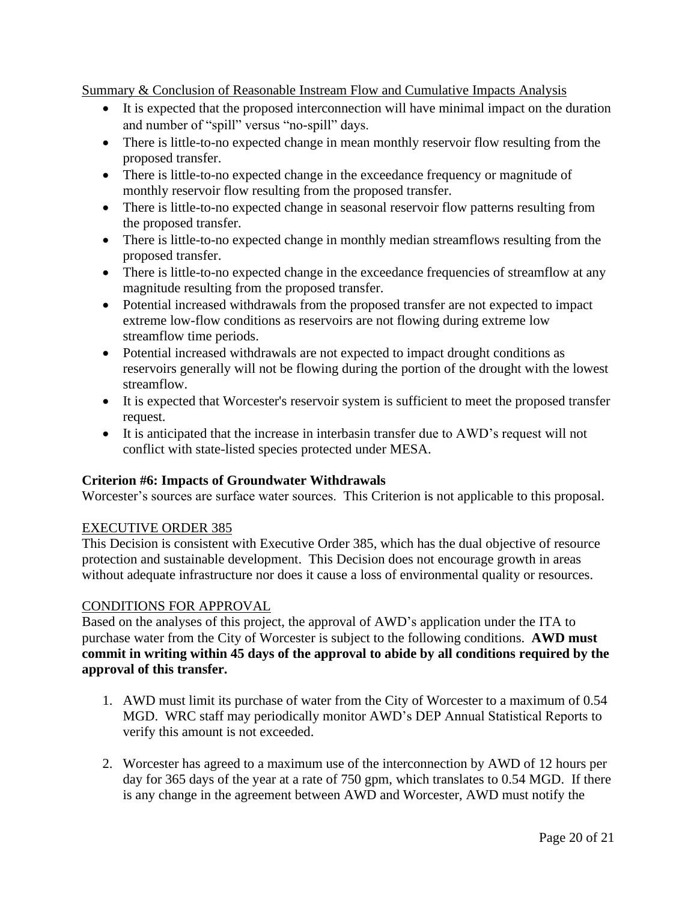Summary & Conclusion of Reasonable Instream Flow and Cumulative Impacts Analysis

- It is expected that the proposed interconnection will have minimal impact on the duration and number of "spill" versus "no-spill" days.
- There is little-to-no expected change in mean monthly reservoir flow resulting from the proposed transfer.
- There is little-to-no expected change in the exceedance frequency or magnitude of monthly reservoir flow resulting from the proposed transfer.
- There is little-to-no expected change in seasonal reservoir flow patterns resulting from the proposed transfer.
- There is little-to-no expected change in monthly median streamflows resulting from the proposed transfer.
- There is little-to-no expected change in the exceedance frequencies of streamflow at any magnitude resulting from the proposed transfer.
- Potential increased withdrawals from the proposed transfer are not expected to impact extreme low-flow conditions as reservoirs are not flowing during extreme low streamflow time periods.
- Potential increased withdrawals are not expected to impact drought conditions as reservoirs generally will not be flowing during the portion of the drought with the lowest streamflow.
- It is expected that Worcester's reservoir system is sufficient to meet the proposed transfer request.
- It is anticipated that the increase in interbasin transfer due to AWD's request will not conflict with state-listed species protected under MESA.

**Criterion #6: Impacts of Groundwater Withdrawals**

Worcester's sources are surface water sources. This Criterion is not applicable to this proposal.

EXECUTIVE ORDER 385

This Decision is consistent with Executive Order 385, which has the dual objective of resource protection and sustainable development. This Decision does not encourage growth in areas without adequate infrastructure nor does it cause a loss of environmental quality or resources.

CONDITIONS FOR APPROVAL

Based on the analyses of this project, the approval of AWD's application under the ITA to purchase water from the City of Worcester is subject to the following conditions. **AWD must commit in writing within 45 days of the approval to abide by all conditions required by the approval of this transfer.**

1. AWD must limit its purchase of water from the City of Worcester to a maximum of 0.54 MGD. WRC staff may periodically monitor AWD's DEP Annual Statistical Reports to verify this amount is not exceeded.

2. Worcester has agreed to a maximum use of the interconnection by AWD of 12 hours per day for 365 days of the year at a rate of 750 gpm, which translates to 0.54 MGD. If there is any change in the agreement between AWD and Worcester, AWD must notify the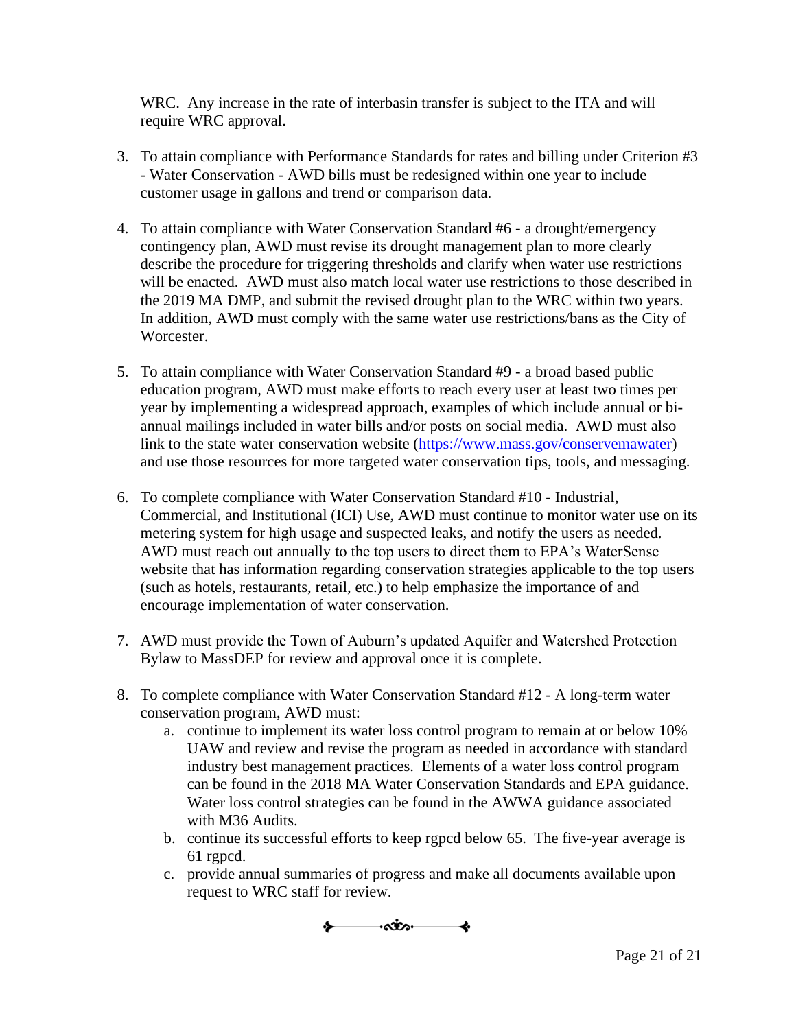WRC. Any increase in the rate of interbasin transfer is subject to the ITA and will require WRC approval.

3. To attain compliance with Performance Standards for rates and billing under Criterion #3 - Water Conservation - AWD bills must be redesigned within one year to include customer usage in gallons and trend or comparison data.

4. To attain compliance with Water Conservation Standard #6 - a drought/emergency contingency plan, AWD must revise its drought management plan to more clearly describe the procedure for triggering thresholds and clarify when water use restrictions will be enacted. AWD must also match local water use restrictions to those described in the 2019 MA DMP, and submit the revised drought plan to the WRC within two years. In addition, AWD must comply with the same water use restrictions/bans as the City of Worcester.

5. To attain compliance with Water Conservation Standard #9 - a broad based public education program, AWD must make efforts to reach every user at least two times per year by implementing a widespread approach, examples of which include annual or bi-annual mailings included in water bills and/or posts on social media. AWD must also link to the state water conservation website (https://www.mass.gov/conservemawater) and use those resources for more targeted water conservation tips, tools, and messaging.

6. To complete compliance with Water Conservation Standard #10 - Industrial, Commercial, and Institutional (ICI) Use, AWD must continue to monitor water use on its metering system for high usage and suspected leaks, and notify the users as needed. AWD must reach out annually to the top users to direct them to EPA's WaterSense website that has information regarding conservation strategies applicable to the top users (such as hotels, restaurants, retail, etc.) to help emphasize the importance of and encourage implementation of water conservation.

7. AWD must provide the Town of Auburn's updated Aquifer and Watershed Protection Bylaw to MassDEP for review and approval once it is complete.

8. To complete compliance with Water Conservation Standard #12 - A long-term water conservation program, AWD must:
   a. continue to implement its water loss control program to remain at or below 10% UAW and review and revise the program as needed in accordance with standard industry best management practices. Elements of a water loss control program can be found in the 2018 MA Water Conservation Standards and EPA guidance. Water loss control strategies can be found in the AWWA guidance associated with M36 Audits.
   b. continue its successful efforts to keep rgpcd below 65. The five-year average is 61 rgpcd.
   c. provide annual summaries of progress and make all documents available upon request to WRC staff for review.